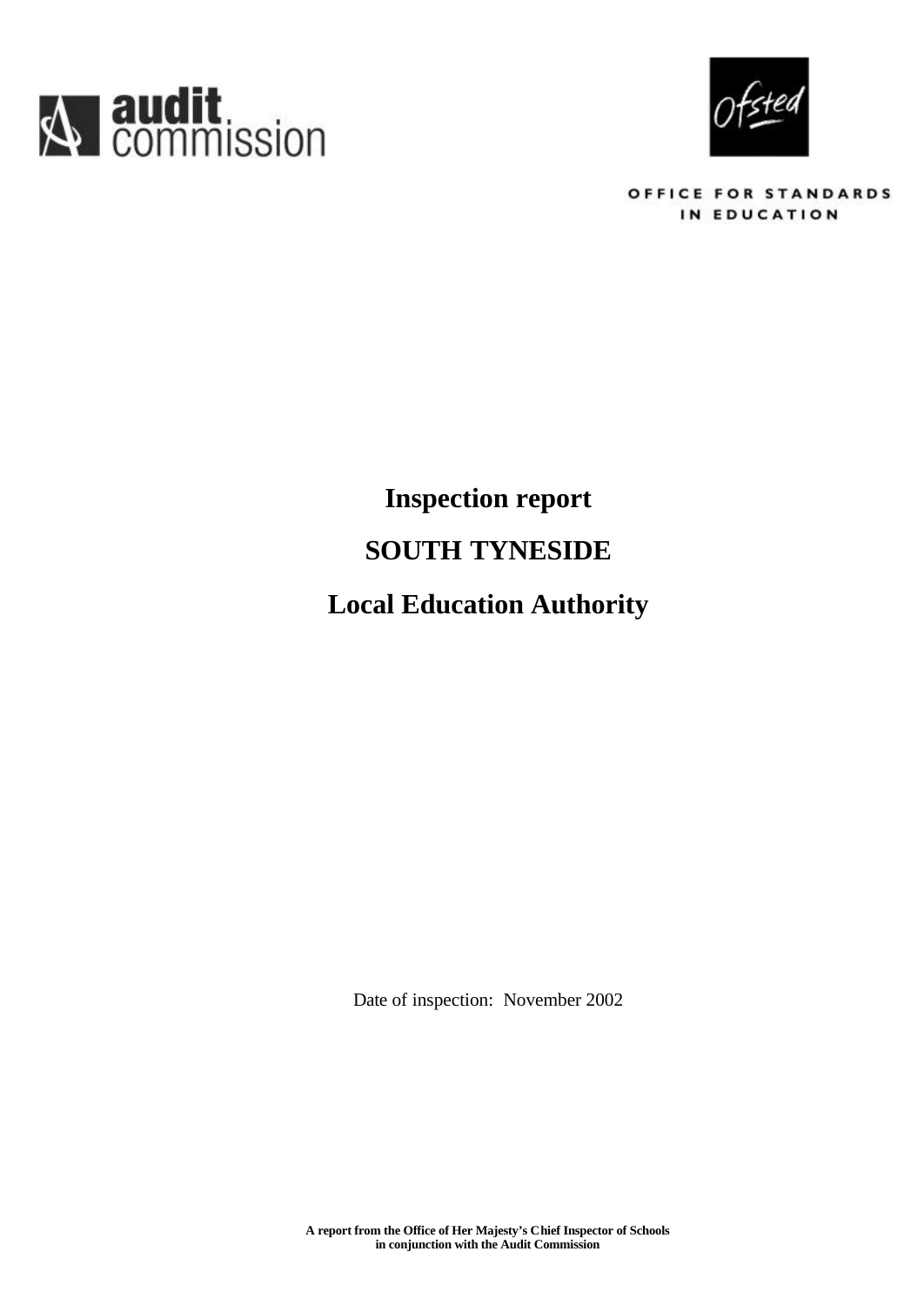audit commission

Ofsted

OFFICE FOR STANDARDS IN EDUCATION

# Inspection report

# SOUTH TYNESIDE

# Local Education Authority

Date of inspection: November 2002

**A report from the Office of Her Majesty's Chief Inspector of Schools in conjunction with the Audit Commission**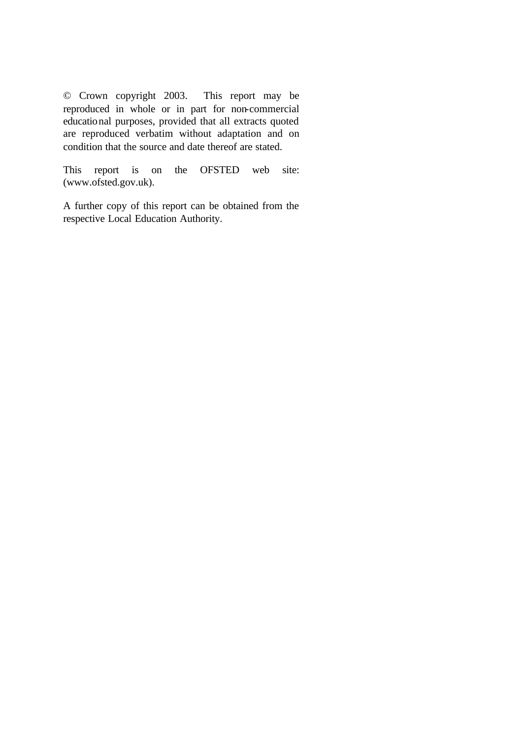© Crown copyright 2003. This report may be reproduced in whole or in part for non-commercial educational purposes, provided that all extracts quoted are reproduced verbatim without adaptation and on condition that the source and date thereof are stated.

This report is on the OFSTED web site: (www.ofsted.gov.uk).

A further copy of this report can be obtained from the respective Local Education Authority.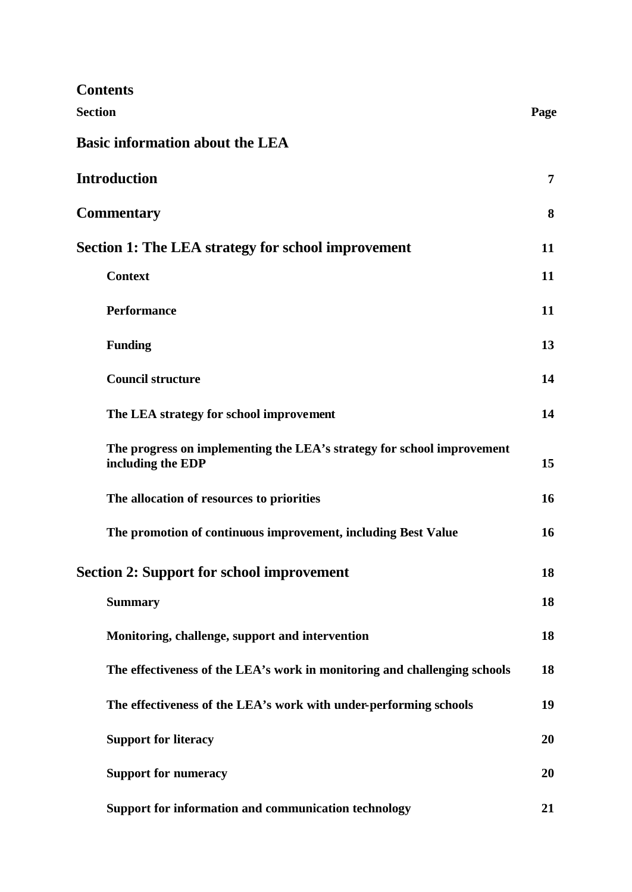# Contents

| Section | Page |
|---|---|
| **Basic information about the LEA** | |
| **Introduction** | 7 |
| **Commentary** | 8 |
| **Section 1: The LEA strategy for school improvement** | 11 |
| Context | 11 |
| Performance | 11 |
| Funding | 13 |
| Council structure | 14 |
| The LEA strategy for school improvement | 14 |
| The progress on implementing the LEA's strategy for school improvement including the EDP | 15 |
| The allocation of resources to priorities | 16 |
| The promotion of continuous improvement, including Best Value | 16 |
| **Section 2: Support for school improvement** | 18 |
| Summary | 18 |
| Monitoring, challenge, support and intervention | 18 |
| The effectiveness of the LEA's work in monitoring and challenging schools | 18 |
| The effectiveness of the LEA's work with under-performing schools | 19 |
| Support for literacy | 20 |
| Support for numeracy | 20 |
| Support for information and communication technology | 21 |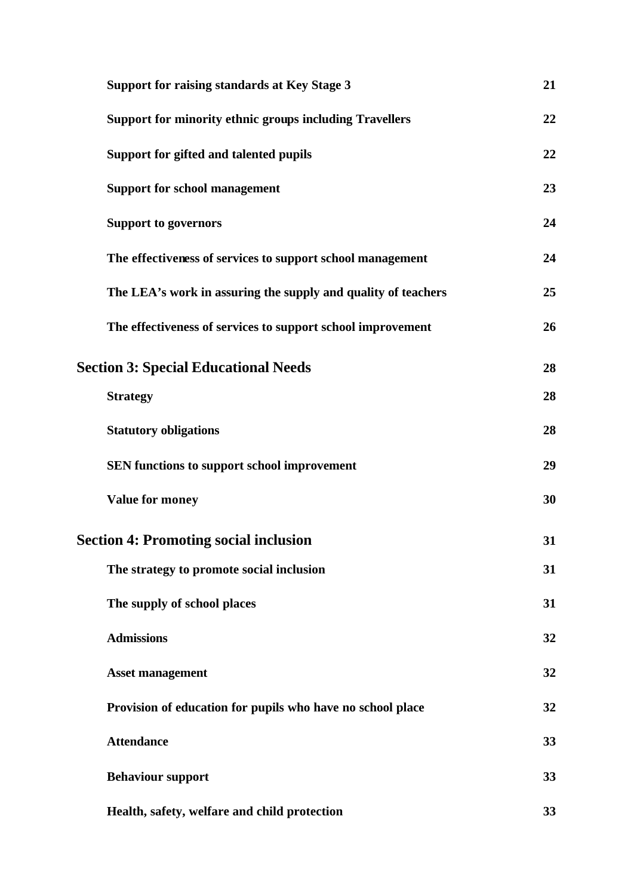| | |
|---|---|
| **Support for raising standards at Key Stage 3** | **21** |
| **Support for minority ethnic groups including Travellers** | **22** |
| **Support for gifted and talented pupils** | **22** |
| **Support for school management** | **23** |
| **Support to governors** | **24** |
| **The effectiveness of services to support school management** | **24** |
| **The LEA's work in assuring the supply and quality of teachers** | **25** |
| **The effectiveness of services to support school improvement** | **26** |
| **Section 3: Special Educational Needs** | **28** |
| **Strategy** | **28** |
| **Statutory obligations** | **28** |
| **SEN functions to support school improvement** | **29** |
| **Value for money** | **30** |
| **Section 4: Promoting social inclusion** | **31** |
| **The strategy to promote social inclusion** | **31** |
| **The supply of school places** | **31** |
| **Admissions** | **32** |
| **Asset management** | **32** |
| **Provision of education for pupils who have no school place** | **32** |
| **Attendance** | **33** |
| **Behaviour support** | **33** |
| **Health, safety, welfare and child protection** | **33** |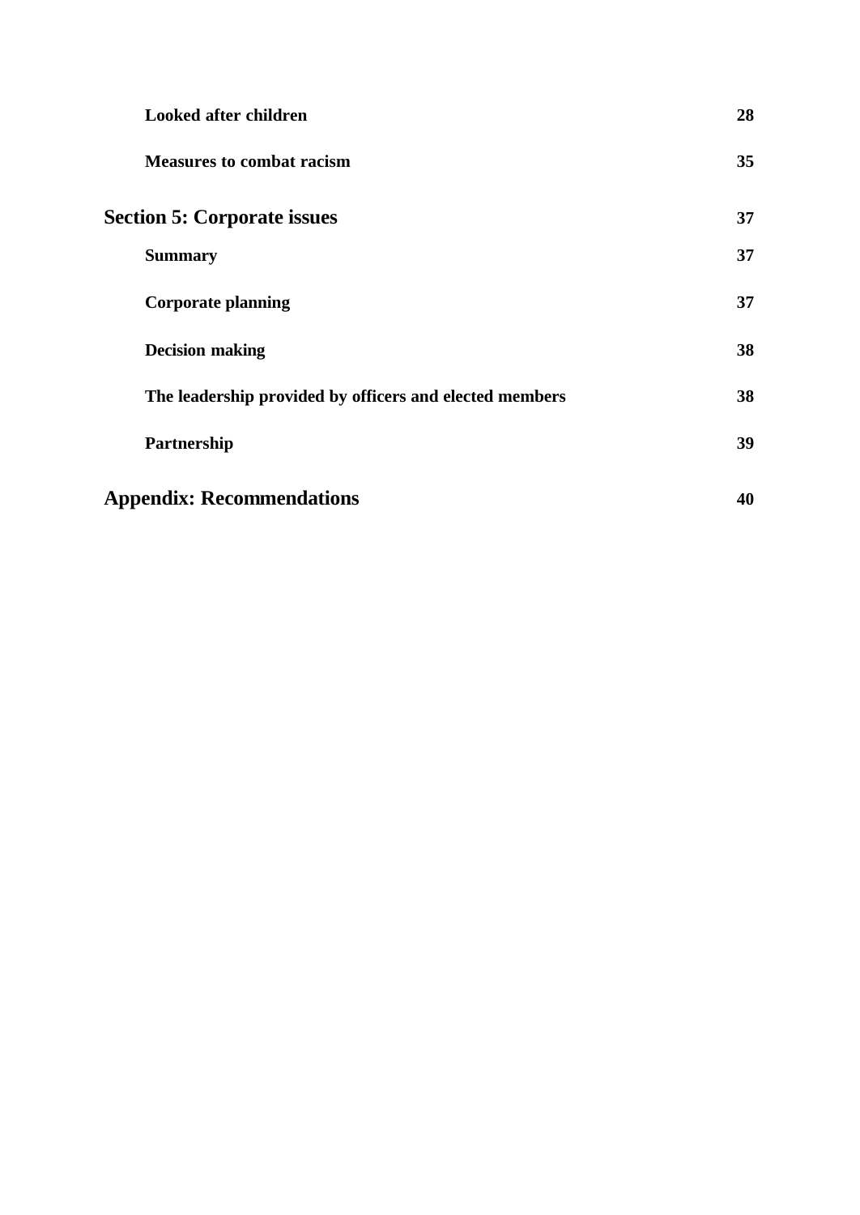| | |
|---|---|
| **Looked after children** | **28** |
| **Measures to combat racism** | **35** |
| **Section 5: Corporate issues** | **37** |
| **Summary** | **37** |
| **Corporate planning** | **37** |
| **Decision making** | **38** |
| **The leadership provided by officers and elected members** | **38** |
| **Partnership** | **39** |
| **Appendix: Recommendations** | **40** |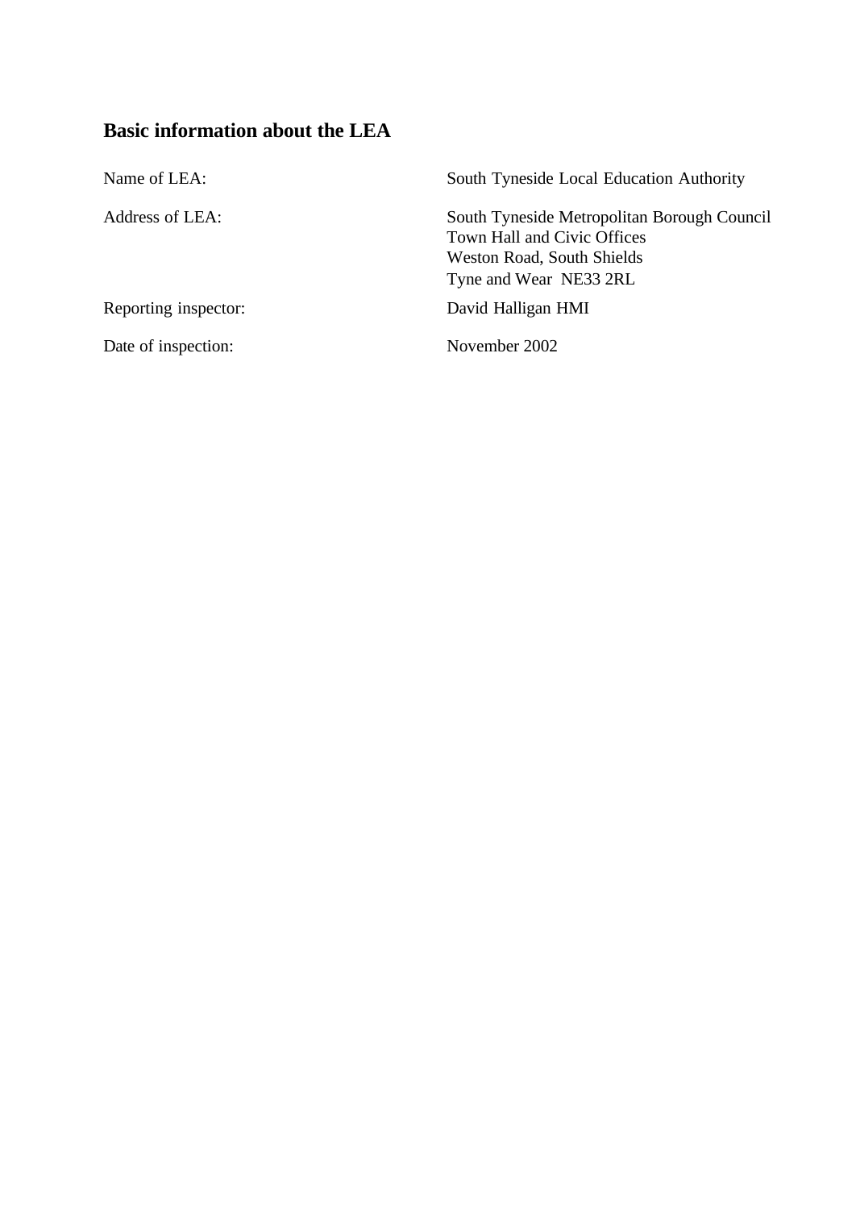## Basic information about the LEA

| | |
|---|---|
| Name of LEA: | South Tyneside Local Education Authority |
| Address of LEA: | South Tyneside Metropolitan Borough Council<br>Town Hall and Civic Offices<br>Weston Road, South Shields<br>Tyne and Wear NE33 2RL |
| Reporting inspector: | David Halligan HMI |
| Date of inspection: | November 2002 |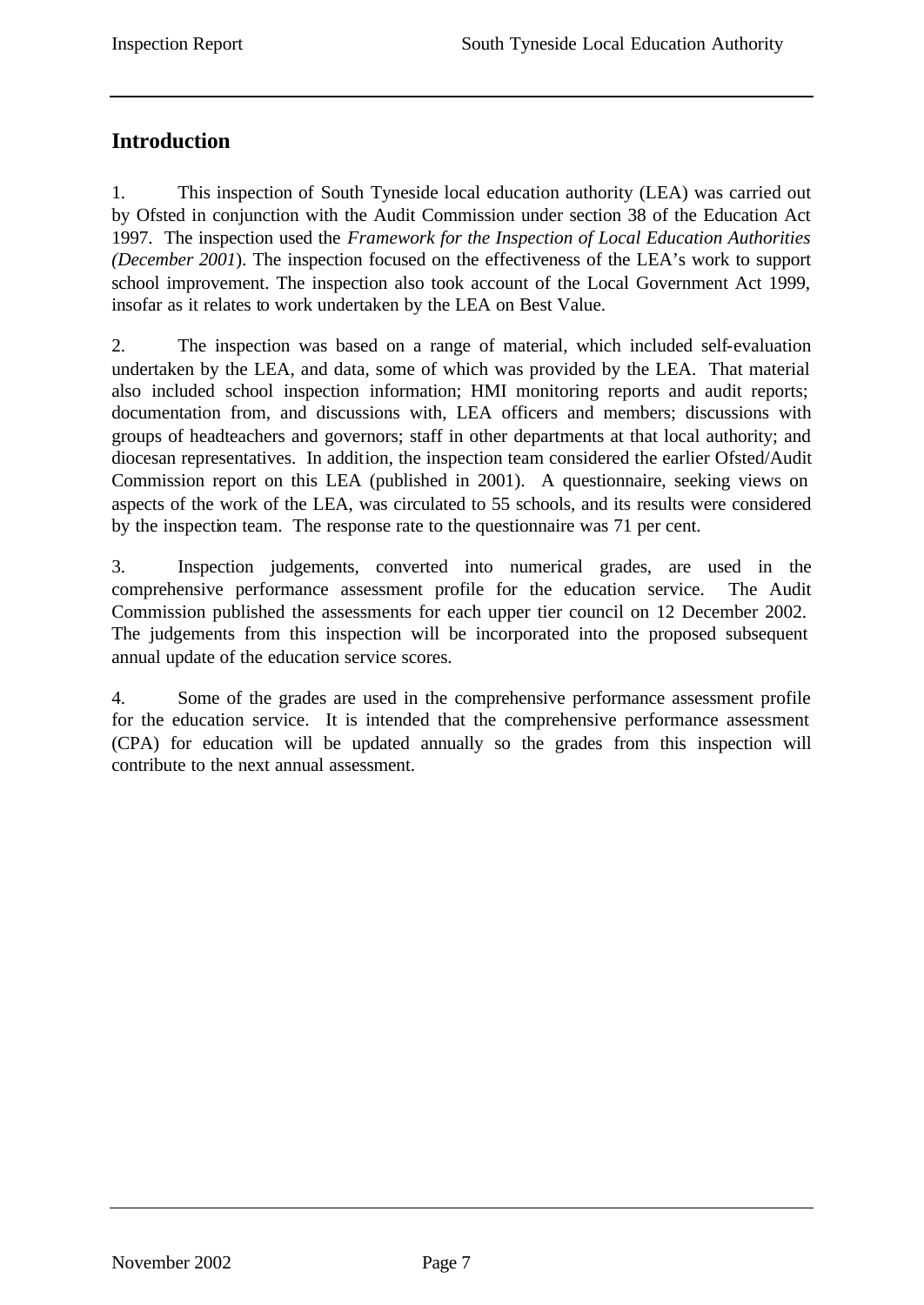## Introduction

1. This inspection of South Tyneside local education authority (LEA) was carried out by Ofsted in conjunction with the Audit Commission under section 38 of the Education Act 1997. The inspection used the *Framework for the Inspection of Local Education Authorities (December 2001*). The inspection focused on the effectiveness of the LEA's work to support school improvement. The inspection also took account of the Local Government Act 1999, insofar as it relates to work undertaken by the LEA on Best Value.

2. The inspection was based on a range of material, which included self-evaluation undertaken by the LEA, and data, some of which was provided by the LEA. That material also included school inspection information; HMI monitoring reports and audit reports; documentation from, and discussions with, LEA officers and members; discussions with groups of headteachers and governors; staff in other departments at that local authority; and diocesan representatives. In addition, the inspection team considered the earlier Ofsted/Audit Commission report on this LEA (published in 2001). A questionnaire, seeking views on aspects of the work of the LEA, was circulated to 55 schools, and its results were considered by the inspection team. The response rate to the questionnaire was 71 per cent.

3. Inspection judgements, converted into numerical grades, are used in the comprehensive performance assessment profile for the education service. The Audit Commission published the assessments for each upper tier council on 12 December 2002. The judgements from this inspection will be incorporated into the proposed subsequent annual update of the education service scores.

4. Some of the grades are used in the comprehensive performance assessment profile for the education service. It is intended that the comprehensive performance assessment (CPA) for education will be updated annually so the grades from this inspection will contribute to the next annual assessment.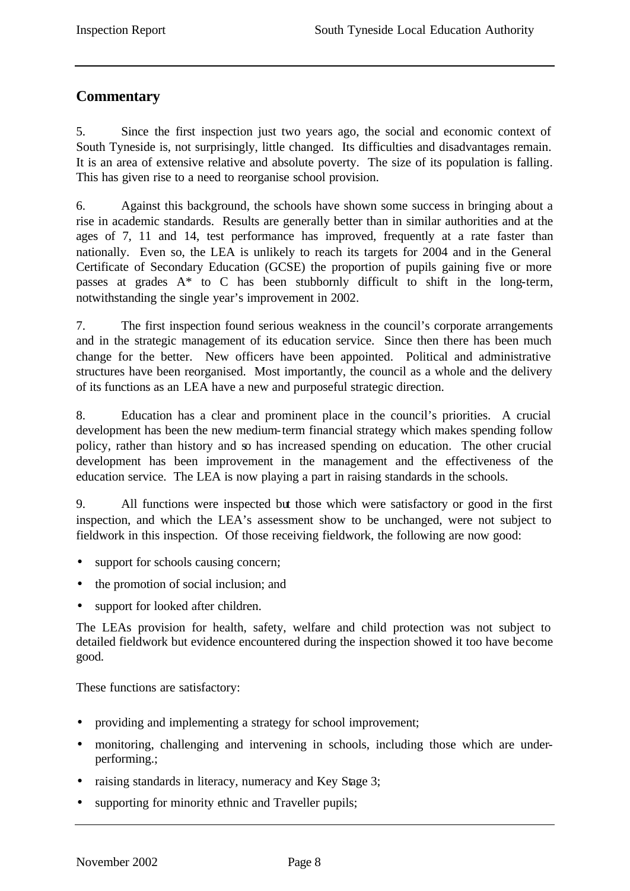## Commentary

5. Since the first inspection just two years ago, the social and economic context of South Tyneside is, not surprisingly, little changed. Its difficulties and disadvantages remain. It is an area of extensive relative and absolute poverty. The size of its population is falling. This has given rise to a need to reorganise school provision.

6. Against this background, the schools have shown some success in bringing about a rise in academic standards. Results are generally better than in similar authorities and at the ages of 7, 11 and 14, test performance has improved, frequently at a rate faster than nationally. Even so, the LEA is unlikely to reach its targets for 2004 and in the General Certificate of Secondary Education (GCSE) the proportion of pupils gaining five or more passes at grades A* to C has been stubbornly difficult to shift in the long-term, notwithstanding the single year's improvement in 2002.

7. The first inspection found serious weakness in the council's corporate arrangements and in the strategic management of its education service. Since then there has been much change for the better. New officers have been appointed. Political and administrative structures have been reorganised. Most importantly, the council as a whole and the delivery of its functions as an LEA have a new and purposeful strategic direction.

8. Education has a clear and prominent place in the council's priorities. A crucial development has been the new medium-term financial strategy which makes spending follow policy, rather than history and so has increased spending on education. The other crucial development has been improvement in the management and the effectiveness of the education service. The LEA is now playing a part in raising standards in the schools.

9. All functions were inspected but those which were satisfactory or good in the first inspection, and which the LEA's assessment show to be unchanged, were not subject to fieldwork in this inspection. Of those receiving fieldwork, the following are now good:

- support for schools causing concern;
- the promotion of social inclusion; and
- support for looked after children.

The LEAs provision for health, safety, welfare and child protection was not subject to detailed fieldwork but evidence encountered during the inspection showed it too have become good.

These functions are satisfactory:

- providing and implementing a strategy for school improvement;
- monitoring, challenging and intervening in schools, including those which are under-performing.;
- raising standards in literacy, numeracy and Key Stage 3;
- supporting for minority ethnic and Traveller pupils;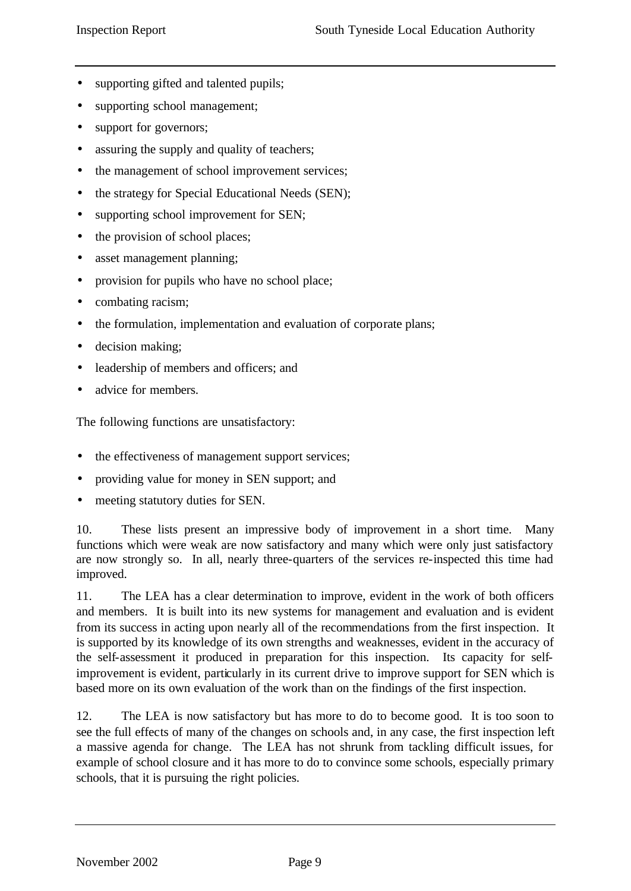- supporting gifted and talented pupils;
- supporting school management;
- support for governors;
- assuring the supply and quality of teachers;
- the management of school improvement services;
- the strategy for Special Educational Needs (SEN);
- supporting school improvement for SEN;
- the provision of school places;
- asset management planning;
- provision for pupils who have no school place;
- combating racism;
- the formulation, implementation and evaluation of corporate plans;
- decision making;
- leadership of members and officers; and
- advice for members.

The following functions are unsatisfactory:

- the effectiveness of management support services;
- providing value for money in SEN support; and
- meeting statutory duties for SEN.

10. These lists present an impressive body of improvement in a short time. Many functions which were weak are now satisfactory and many which were only just satisfactory are now strongly so. In all, nearly three-quarters of the services re-inspected this time had improved.

11. The LEA has a clear determination to improve, evident in the work of both officers and members. It is built into its new systems for management and evaluation and is evident from its success in acting upon nearly all of the recommendations from the first inspection. It is supported by its knowledge of its own strengths and weaknesses, evident in the accuracy of the self-assessment it produced in preparation for this inspection. Its capacity for self-improvement is evident, particularly in its current drive to improve support for SEN which is based more on its own evaluation of the work than on the findings of the first inspection.

12. The LEA is now satisfactory but has more to do to become good. It is too soon to see the full effects of many of the changes on schools and, in any case, the first inspection left a massive agenda for change. The LEA has not shrunk from tackling difficult issues, for example of school closure and it has more to do to convince some schools, especially primary schools, that it is pursuing the right policies.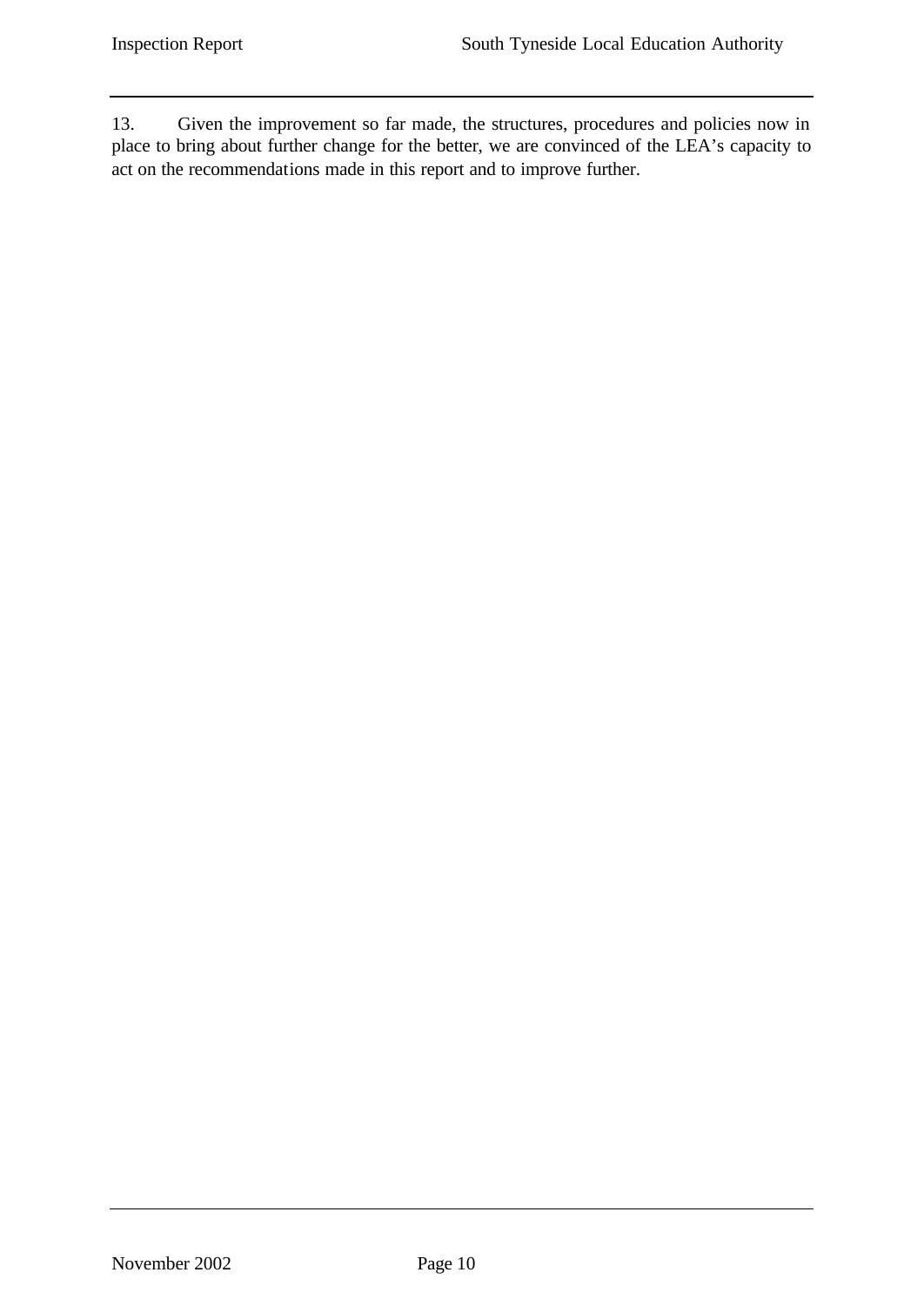13. Given the improvement so far made, the structures, procedures and policies now in place to bring about further change for the better, we are convinced of the LEA's capacity to act on the recommendations made in this report and to improve further.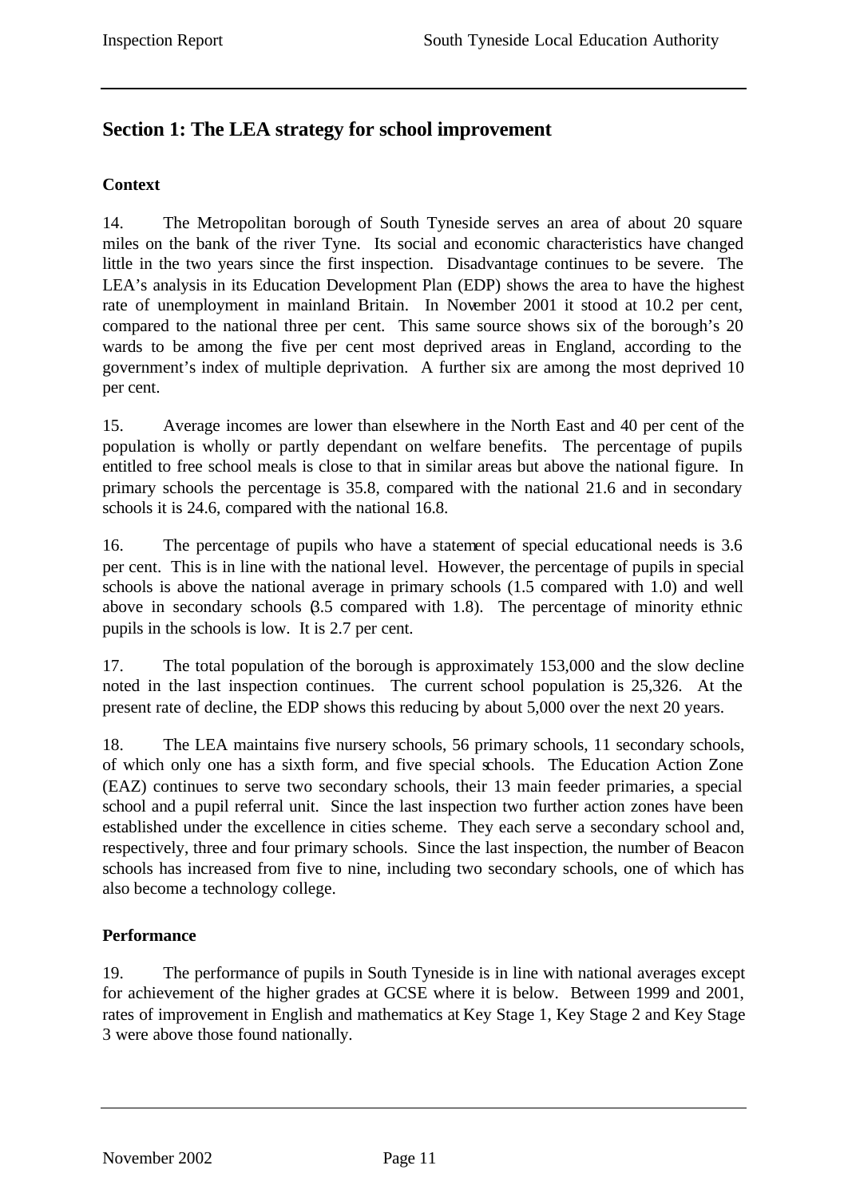## Section 1: The LEA strategy for school improvement

### Context

14. The Metropolitan borough of South Tyneside serves an area of about 20 square miles on the bank of the river Tyne. Its social and economic characteristics have changed little in the two years since the first inspection. Disadvantage continues to be severe. The LEA's analysis in its Education Development Plan (EDP) shows the area to have the highest rate of unemployment in mainland Britain. In November 2001 it stood at 10.2 per cent, compared to the national three per cent. This same source shows six of the borough's 20 wards to be among the five per cent most deprived areas in England, according to the government's index of multiple deprivation. A further six are among the most deprived 10 per cent.

15. Average incomes are lower than elsewhere in the North East and 40 per cent of the population is wholly or partly dependant on welfare benefits. The percentage of pupils entitled to free school meals is close to that in similar areas but above the national figure. In primary schools the percentage is 35.8, compared with the national 21.6 and in secondary schools it is 24.6, compared with the national 16.8.

16. The percentage of pupils who have a statement of special educational needs is 3.6 per cent. This is in line with the national level. However, the percentage of pupils in special schools is above the national average in primary schools (1.5 compared with 1.0) and well above in secondary schools (3.5 compared with 1.8). The percentage of minority ethnic pupils in the schools is low. It is 2.7 per cent.

17. The total population of the borough is approximately 153,000 and the slow decline noted in the last inspection continues. The current school population is 25,326. At the present rate of decline, the EDP shows this reducing by about 5,000 over the next 20 years.

18. The LEA maintains five nursery schools, 56 primary schools, 11 secondary schools, of which only one has a sixth form, and five special schools. The Education Action Zone (EAZ) continues to serve two secondary schools, their 13 main feeder primaries, a special school and a pupil referral unit. Since the last inspection two further action zones have been established under the excellence in cities scheme. They each serve a secondary school and, respectively, three and four primary schools. Since the last inspection, the number of Beacon schools has increased from five to nine, including two secondary schools, one of which has also become a technology college.

### Performance

19. The performance of pupils in South Tyneside is in line with national averages except for achievement of the higher grades at GCSE where it is below. Between 1999 and 2001, rates of improvement in English and mathematics at Key Stage 1, Key Stage 2 and Key Stage 3 were above those found nationally.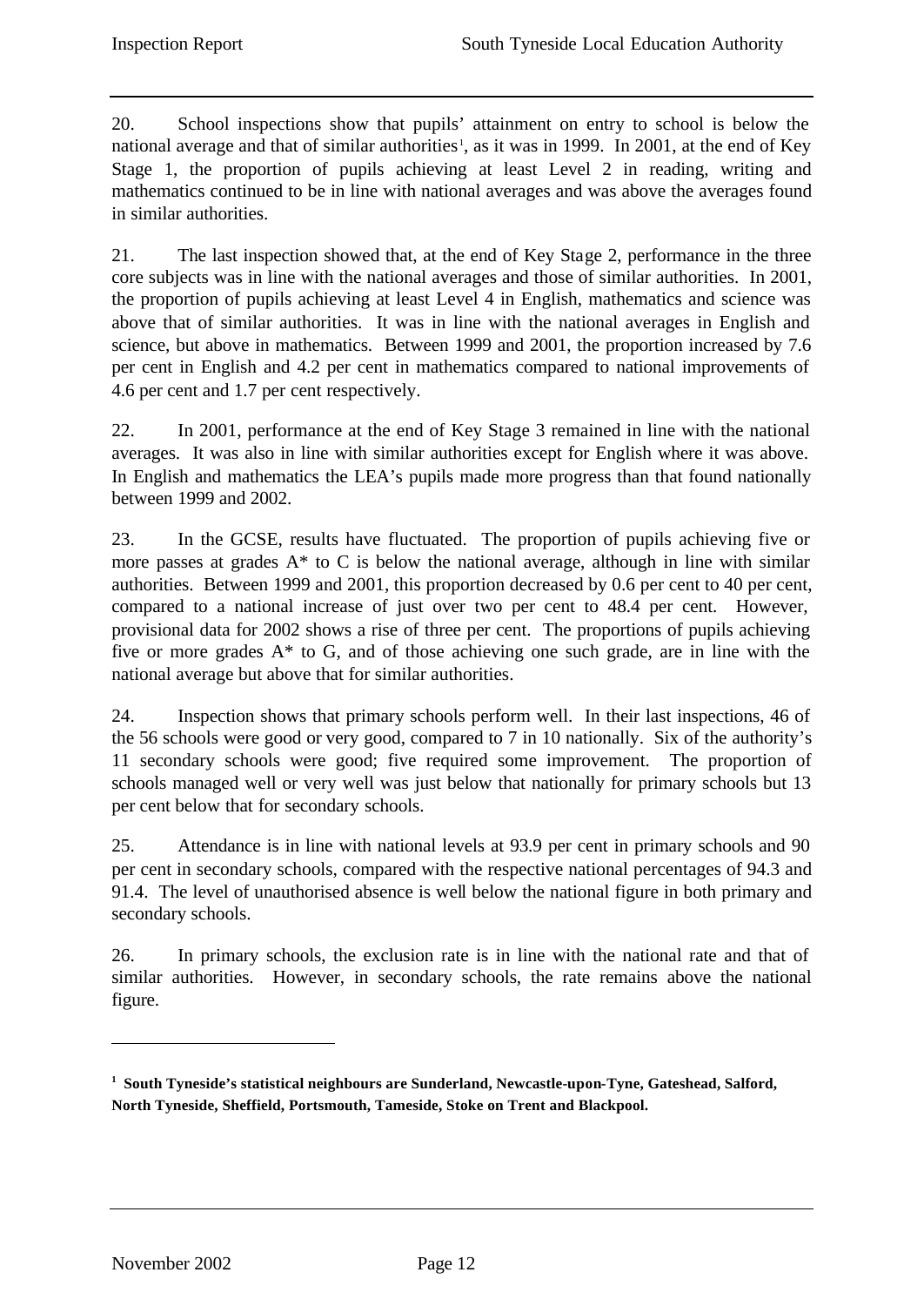20. School inspections show that pupils' attainment on entry to school is below the national average and that of similar authorities[1], as it was in 1999. In 2001, at the end of Key Stage 1, the proportion of pupils achieving at least Level 2 in reading, writing and mathematics continued to be in line with national averages and was above the averages found in similar authorities.

21. The last inspection showed that, at the end of Key Stage 2, performance in the three core subjects was in line with the national averages and those of similar authorities. In 2001, the proportion of pupils achieving at least Level 4 in English, mathematics and science was above that of similar authorities. It was in line with the national averages in English and science, but above in mathematics. Between 1999 and 2001, the proportion increased by 7.6 per cent in English and 4.2 per cent in mathematics compared to national improvements of 4.6 per cent and 1.7 per cent respectively.

22. In 2001, performance at the end of Key Stage 3 remained in line with the national averages. It was also in line with similar authorities except for English where it was above. In English and mathematics the LEA's pupils made more progress than that found nationally between 1999 and 2002.

23. In the GCSE, results have fluctuated. The proportion of pupils achieving five or more passes at grades A* to C is below the national average, although in line with similar authorities. Between 1999 and 2001, this proportion decreased by 0.6 per cent to 40 per cent, compared to a national increase of just over two per cent to 48.4 per cent. However, provisional data for 2002 shows a rise of three per cent. The proportions of pupils achieving five or more grades A* to G, and of those achieving one such grade, are in line with the national average but above that for similar authorities.

24. Inspection shows that primary schools perform well. In their last inspections, 46 of the 56 schools were good or very good, compared to 7 in 10 nationally. Six of the authority's 11 secondary schools were good; five required some improvement. The proportion of schools managed well or very well was just below that nationally for primary schools but 13 per cent below that for secondary schools.

25. Attendance is in line with national levels at 93.9 per cent in primary schools and 90 per cent in secondary schools, compared with the respective national percentages of 94.3 and 91.4. The level of unauthorised absence is well below the national figure in both primary and secondary schools.

26. In primary schools, the exclusion rate is in line with the national rate and that of similar authorities. However, in secondary schools, the rate remains above the national figure.

---

[1] **South Tyneside's statistical neighbours are Sunderland, Newcastle-upon-Tyne, Gateshead, Salford, North Tyneside, Sheffield, Portsmouth, Tameside, Stoke on Trent and Blackpool.**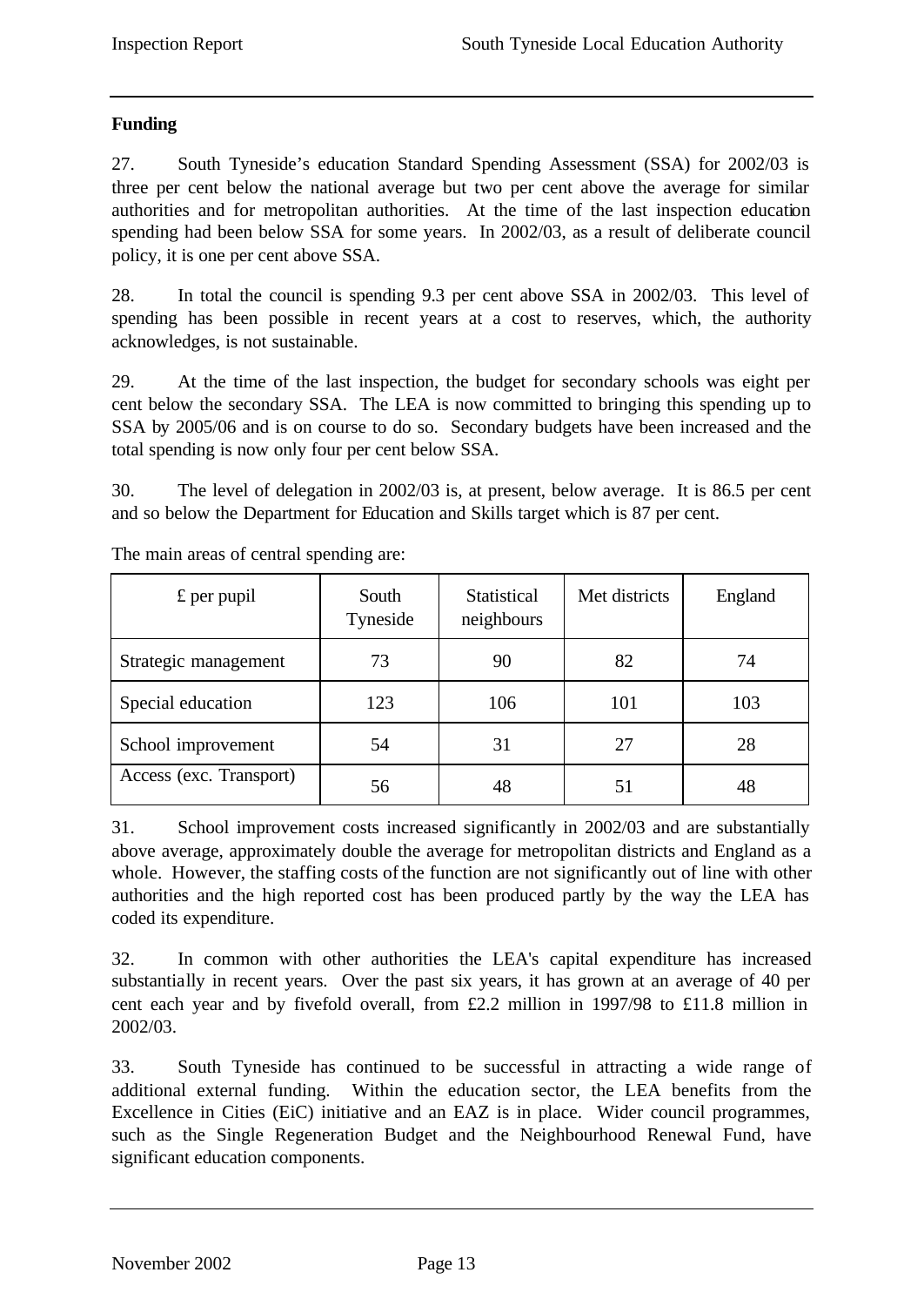## Funding

27. South Tyneside's education Standard Spending Assessment (SSA) for 2002/03 is three per cent below the national average but two per cent above the average for similar authorities and for metropolitan authorities. At the time of the last inspection education spending had been below SSA for some years. In 2002/03, as a result of deliberate council policy, it is one per cent above SSA.

28. In total the council is spending 9.3 per cent above SSA in 2002/03. This level of spending has been possible in recent years at a cost to reserves, which, the authority acknowledges, is not sustainable.

29. At the time of the last inspection, the budget for secondary schools was eight per cent below the secondary SSA. The LEA is now committed to bringing this spending up to SSA by 2005/06 and is on course to do so. Secondary budgets have been increased and the total spending is now only four per cent below SSA.

30. The level of delegation in 2002/03 is, at present, below average. It is 86.5 per cent and so below the Department for Education and Skills target which is 87 per cent.

The main areas of central spending are:

| £ per pupil | South Tyneside | Statistical neighbours | Met districts | England |
|---|---|---|---|---|
| Strategic management | 73 | 90 | 82 | 74 |
| Special education | 123 | 106 | 101 | 103 |
| School improvement | 54 | 31 | 27 | 28 |
| Access (exc. Transport) | 56 | 48 | 51 | 48 |

31. School improvement costs increased significantly in 2002/03 and are substantially above average, approximately double the average for metropolitan districts and England as a whole. However, the staffing costs of the function are not significantly out of line with other authorities and the high reported cost has been produced partly by the way the LEA has coded its expenditure.

32. In common with other authorities the LEA's capital expenditure has increased substantially in recent years. Over the past six years, it has grown at an average of 40 per cent each year and by fivefold overall, from £2.2 million in 1997/98 to £11.8 million in 2002/03.

33. South Tyneside has continued to be successful in attracting a wide range of additional external funding. Within the education sector, the LEA benefits from the Excellence in Cities (EiC) initiative and an EAZ is in place. Wider council programmes, such as the Single Regeneration Budget and the Neighbourhood Renewal Fund, have significant education components.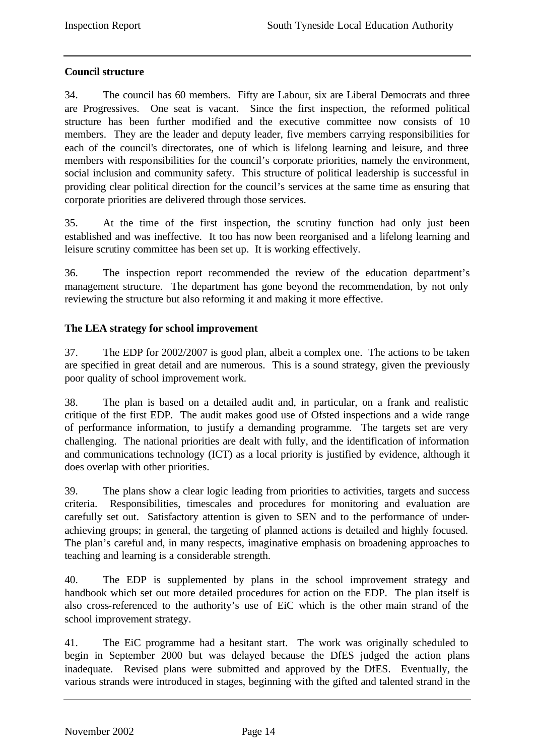**Council structure**

34. The council has 60 members. Fifty are Labour, six are Liberal Democrats and three are Progressives. One seat is vacant. Since the first inspection, the reformed political structure has been further modified and the executive committee now consists of 10 members. They are the leader and deputy leader, five members carrying responsibilities for each of the council's directorates, one of which is lifelong learning and leisure, and three members with responsibilities for the council's corporate priorities, namely the environment, social inclusion and community safety. This structure of political leadership is successful in providing clear political direction for the council's services at the same time as ensuring that corporate priorities are delivered through those services.

35. At the time of the first inspection, the scrutiny function had only just been established and was ineffective. It too has now been reorganised and a lifelong learning and leisure scrutiny committee has been set up. It is working effectively.

36. The inspection report recommended the review of the education department's management structure. The department has gone beyond the recommendation, by not only reviewing the structure but also reforming it and making it more effective.

**The LEA strategy for school improvement**

37. The EDP for 2002/2007 is good plan, albeit a complex one. The actions to be taken are specified in great detail and are numerous. This is a sound strategy, given the previously poor quality of school improvement work.

38. The plan is based on a detailed audit and, in particular, on a frank and realistic critique of the first EDP. The audit makes good use of Ofsted inspections and a wide range of performance information, to justify a demanding programme. The targets set are very challenging. The national priorities are dealt with fully, and the identification of information and communications technology (ICT) as a local priority is justified by evidence, although it does overlap with other priorities.

39. The plans show a clear logic leading from priorities to activities, targets and success criteria. Responsibilities, timescales and procedures for monitoring and evaluation are carefully set out. Satisfactory attention is given to SEN and to the performance of under-achieving groups; in general, the targeting of planned actions is detailed and highly focused. The plan's careful and, in many respects, imaginative emphasis on broadening approaches to teaching and learning is a considerable strength.

40. The EDP is supplemented by plans in the school improvement strategy and handbook which set out more detailed procedures for action on the EDP. The plan itself is also cross-referenced to the authority's use of EiC which is the other main strand of the school improvement strategy.

41. The EiC programme had a hesitant start. The work was originally scheduled to begin in September 2000 but was delayed because the DfES judged the action plans inadequate. Revised plans were submitted and approved by the DfES. Eventually, the various strands were introduced in stages, beginning with the gifted and talented strand in the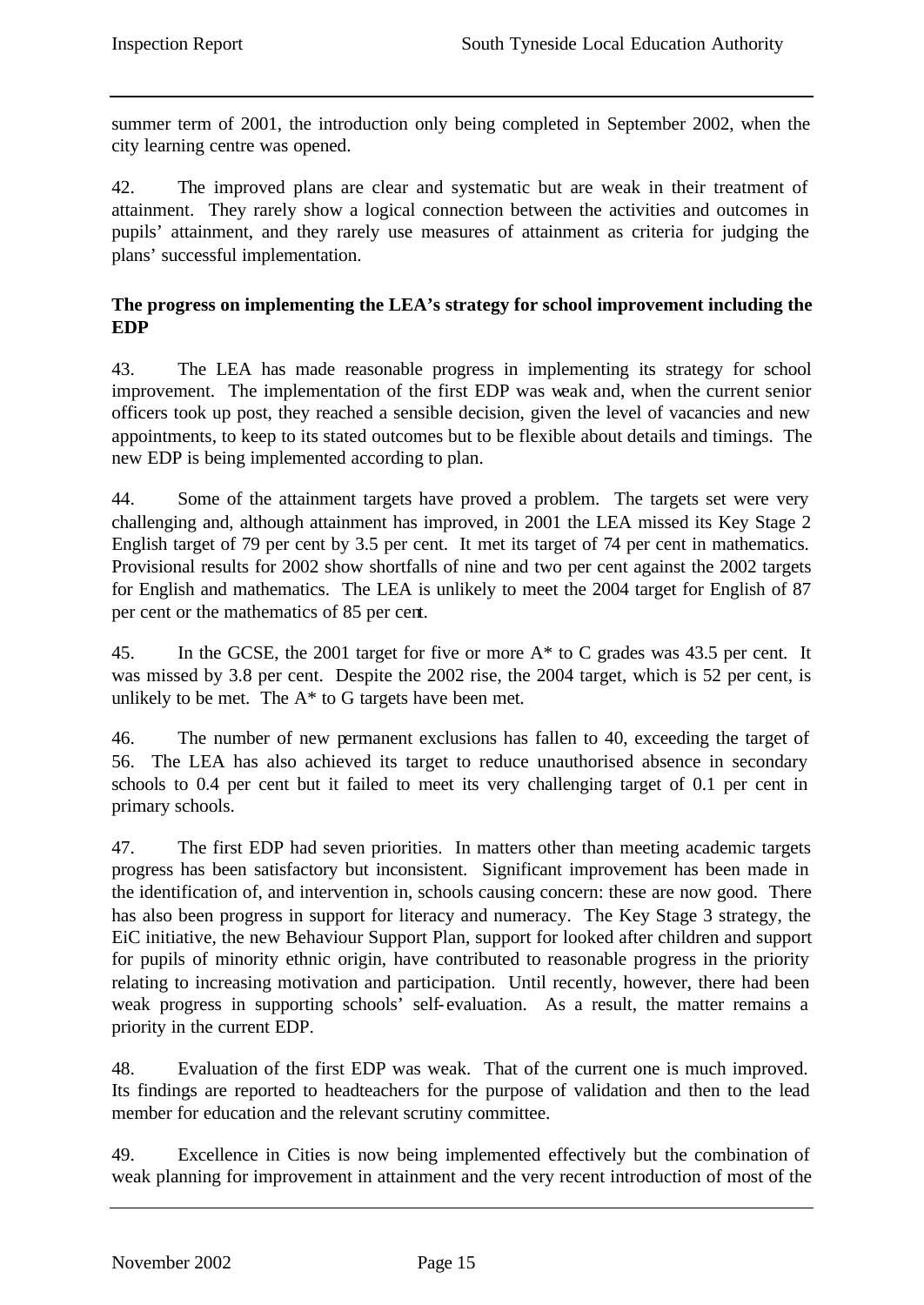summer term of 2001, the introduction only being completed in September 2002, when the city learning centre was opened.

42. The improved plans are clear and systematic but are weak in their treatment of attainment. They rarely show a logical connection between the activities and outcomes in pupils' attainment, and they rarely use measures of attainment as criteria for judging the plans' successful implementation.

**The progress on implementing the LEA's strategy for school improvement including the EDP**

43. The LEA has made reasonable progress in implementing its strategy for school improvement. The implementation of the first EDP was weak and, when the current senior officers took up post, they reached a sensible decision, given the level of vacancies and new appointments, to keep to its stated outcomes but to be flexible about details and timings. The new EDP is being implemented according to plan.

44. Some of the attainment targets have proved a problem. The targets set were very challenging and, although attainment has improved, in 2001 the LEA missed its Key Stage 2 English target of 79 per cent by 3.5 per cent. It met its target of 74 per cent in mathematics. Provisional results for 2002 show shortfalls of nine and two per cent against the 2002 targets for English and mathematics. The LEA is unlikely to meet the 2004 target for English of 87 per cent or the mathematics of 85 per cent.

45. In the GCSE, the 2001 target for five or more A* to C grades was 43.5 per cent. It was missed by 3.8 per cent. Despite the 2002 rise, the 2004 target, which is 52 per cent, is unlikely to be met. The A* to G targets have been met.

46. The number of new permanent exclusions has fallen to 40, exceeding the target of 56. The LEA has also achieved its target to reduce unauthorised absence in secondary schools to 0.4 per cent but it failed to meet its very challenging target of 0.1 per cent in primary schools.

47. The first EDP had seven priorities. In matters other than meeting academic targets progress has been satisfactory but inconsistent. Significant improvement has been made in the identification of, and intervention in, schools causing concern: these are now good. There has also been progress in support for literacy and numeracy. The Key Stage 3 strategy, the EiC initiative, the new Behaviour Support Plan, support for looked after children and support for pupils of minority ethnic origin, have contributed to reasonable progress in the priority relating to increasing motivation and participation. Until recently, however, there had been weak progress in supporting schools' self-evaluation. As a result, the matter remains a priority in the current EDP.

48. Evaluation of the first EDP was weak. That of the current one is much improved. Its findings are reported to headteachers for the purpose of validation and then to the lead member for education and the relevant scrutiny committee.

49. Excellence in Cities is now being implemented effectively but the combination of weak planning for improvement in attainment and the very recent introduction of most of the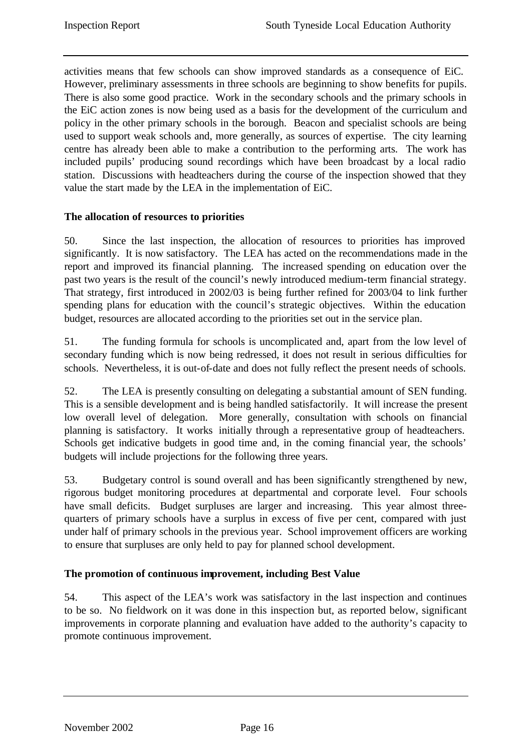activities means that few schools can show improved standards as a consequence of EiC. However, preliminary assessments in three schools are beginning to show benefits for pupils. There is also some good practice. Work in the secondary schools and the primary schools in the EiC action zones is now being used as a basis for the development of the curriculum and policy in the other primary schools in the borough. Beacon and specialist schools are being used to support weak schools and, more generally, as sources of expertise. The city learning centre has already been able to make a contribution to the performing arts. The work has included pupils' producing sound recordings which have been broadcast by a local radio station. Discussions with headteachers during the course of the inspection showed that they value the start made by the LEA in the implementation of EiC.

**The allocation of resources to priorities**

50. Since the last inspection, the allocation of resources to priorities has improved significantly. It is now satisfactory. The LEA has acted on the recommendations made in the report and improved its financial planning. The increased spending on education over the past two years is the result of the council's newly introduced medium-term financial strategy. That strategy, first introduced in 2002/03 is being further refined for 2003/04 to link further spending plans for education with the council's strategic objectives. Within the education budget, resources are allocated according to the priorities set out in the service plan.

51. The funding formula for schools is uncomplicated and, apart from the low level of secondary funding which is now being redressed, it does not result in serious difficulties for schools. Nevertheless, it is out-of-date and does not fully reflect the present needs of schools.

52. The LEA is presently consulting on delegating a substantial amount of SEN funding. This is a sensible development and is being handled satisfactorily. It will increase the present low overall level of delegation. More generally, consultation with schools on financial planning is satisfactory. It works initially through a representative group of headteachers. Schools get indicative budgets in good time and, in the coming financial year, the schools' budgets will include projections for the following three years.

53. Budgetary control is sound overall and has been significantly strengthened by new, rigorous budget monitoring procedures at departmental and corporate level. Four schools have small deficits. Budget surpluses are larger and increasing. This year almost three-quarters of primary schools have a surplus in excess of five per cent, compared with just under half of primary schools in the previous year. School improvement officers are working to ensure that surpluses are only held to pay for planned school development.

**The promotion of continuous improvement, including Best Value**

54. This aspect of the LEA's work was satisfactory in the last inspection and continues to be so. No fieldwork on it was done in this inspection but, as reported below, significant improvements in corporate planning and evaluation have added to the authority's capacity to promote continuous improvement.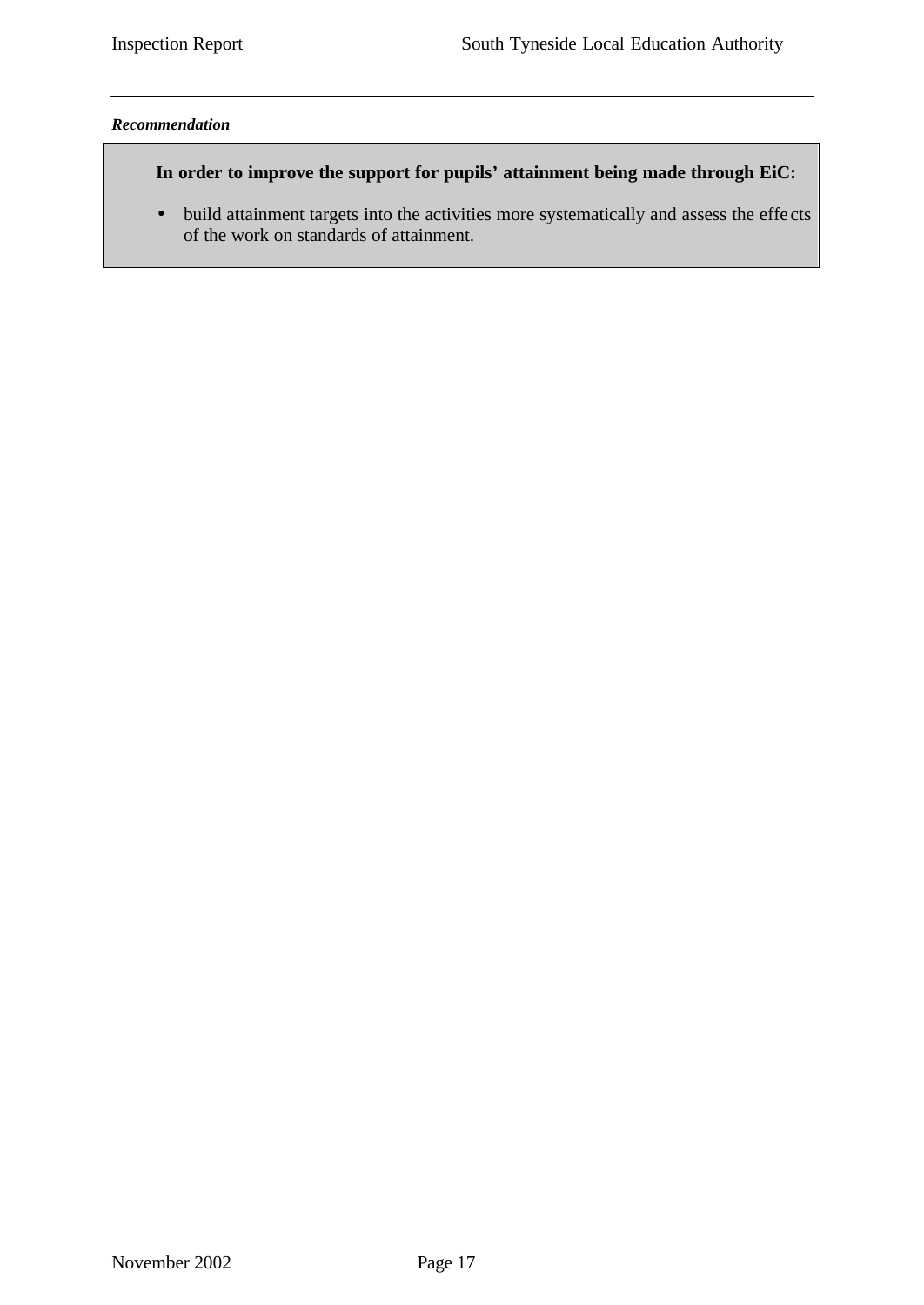***Recommendation***

**In order to improve the support for pupils' attainment being made through EiC:**

- build attainment targets into the activities more systematically and assess the effects of the work on standards of attainment.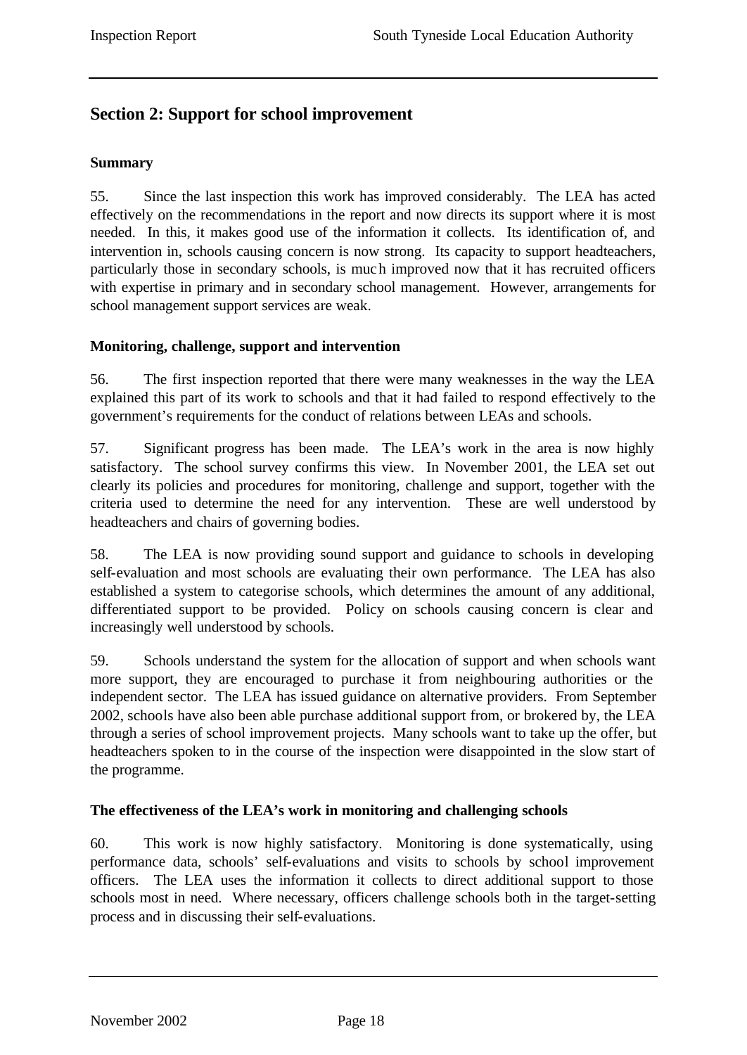## Section 2: Support for school improvement

### Summary

55. Since the last inspection this work has improved considerably. The LEA has acted effectively on the recommendations in the report and now directs its support where it is most needed. In this, it makes good use of the information it collects. Its identification of, and intervention in, schools causing concern is now strong. Its capacity to support headteachers, particularly those in secondary schools, is much improved now that it has recruited officers with expertise in primary and in secondary school management. However, arrangements for school management support services are weak.

### Monitoring, challenge, support and intervention

56. The first inspection reported that there were many weaknesses in the way the LEA explained this part of its work to schools and that it had failed to respond effectively to the government's requirements for the conduct of relations between LEAs and schools.

57. Significant progress has been made. The LEA's work in the area is now highly satisfactory. The school survey confirms this view. In November 2001, the LEA set out clearly its policies and procedures for monitoring, challenge and support, together with the criteria used to determine the need for any intervention. These are well understood by headteachers and chairs of governing bodies.

58. The LEA is now providing sound support and guidance to schools in developing self-evaluation and most schools are evaluating their own performance. The LEA has also established a system to categorise schools, which determines the amount of any additional, differentiated support to be provided. Policy on schools causing concern is clear and increasingly well understood by schools.

59. Schools understand the system for the allocation of support and when schools want more support, they are encouraged to purchase it from neighbouring authorities or the independent sector. The LEA has issued guidance on alternative providers. From September 2002, schools have also been able purchase additional support from, or brokered by, the LEA through a series of school improvement projects. Many schools want to take up the offer, but headteachers spoken to in the course of the inspection were disappointed in the slow start of the programme.

### The effectiveness of the LEA's work in monitoring and challenging schools

60. This work is now highly satisfactory. Monitoring is done systematically, using performance data, schools' self-evaluations and visits to schools by school improvement officers. The LEA uses the information it collects to direct additional support to those schools most in need. Where necessary, officers challenge schools both in the target-setting process and in discussing their self-evaluations.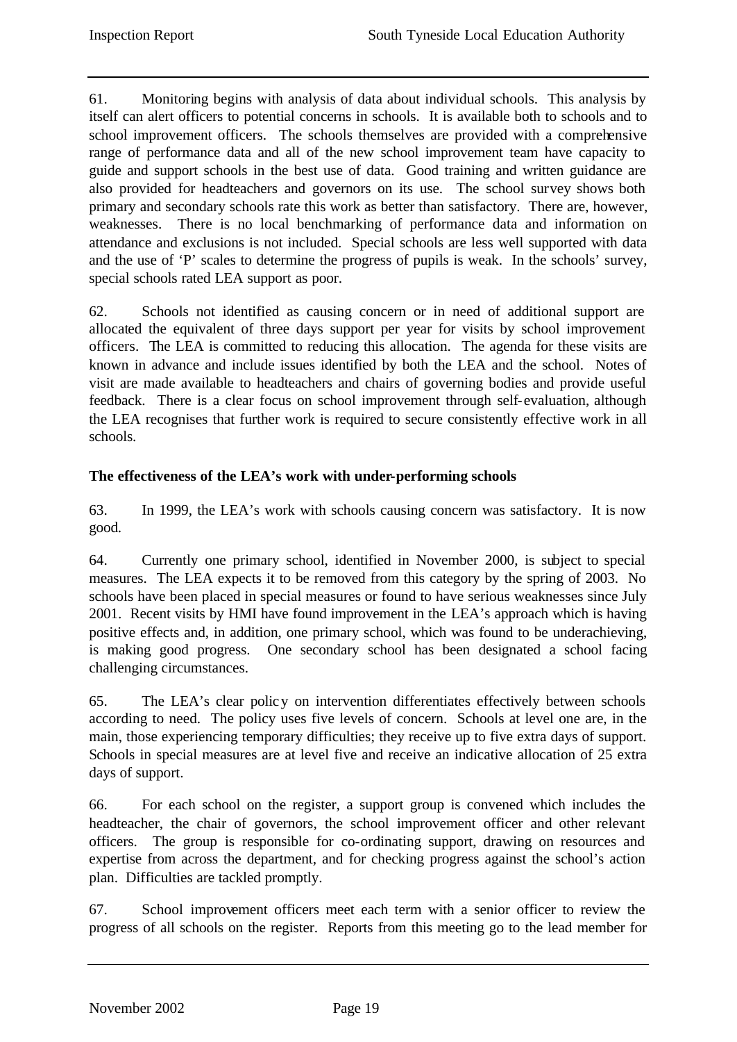61. Monitoring begins with analysis of data about individual schools. This analysis by itself can alert officers to potential concerns in schools. It is available both to schools and to school improvement officers. The schools themselves are provided with a comprehensive range of performance data and all of the new school improvement team have capacity to guide and support schools in the best use of data. Good training and written guidance are also provided for headteachers and governors on its use. The school survey shows both primary and secondary schools rate this work as better than satisfactory. There are, however, weaknesses. There is no local benchmarking of performance data and information on attendance and exclusions is not included. Special schools are less well supported with data and the use of 'P' scales to determine the progress of pupils is weak. In the schools' survey, special schools rated LEA support as poor.

62. Schools not identified as causing concern or in need of additional support are allocated the equivalent of three days support per year for visits by school improvement officers. The LEA is committed to reducing this allocation. The agenda for these visits are known in advance and include issues identified by both the LEA and the school. Notes of visit are made available to headteachers and chairs of governing bodies and provide useful feedback. There is a clear focus on school improvement through self-evaluation, although the LEA recognises that further work is required to secure consistently effective work in all schools.

**The effectiveness of the LEA's work with under-performing schools**

63. In 1999, the LEA's work with schools causing concern was satisfactory. It is now good.

64. Currently one primary school, identified in November 2000, is subject to special measures. The LEA expects it to be removed from this category by the spring of 2003. No schools have been placed in special measures or found to have serious weaknesses since July 2001. Recent visits by HMI have found improvement in the LEA's approach which is having positive effects and, in addition, one primary school, which was found to be underachieving, is making good progress. One secondary school has been designated a school facing challenging circumstances.

65. The LEA's clear policy on intervention differentiates effectively between schools according to need. The policy uses five levels of concern. Schools at level one are, in the main, those experiencing temporary difficulties; they receive up to five extra days of support. Schools in special measures are at level five and receive an indicative allocation of 25 extra days of support.

66. For each school on the register, a support group is convened which includes the headteacher, the chair of governors, the school improvement officer and other relevant officers. The group is responsible for co-ordinating support, drawing on resources and expertise from across the department, and for checking progress against the school's action plan. Difficulties are tackled promptly.

67. School improvement officers meet each term with a senior officer to review the progress of all schools on the register. Reports from this meeting go to the lead member for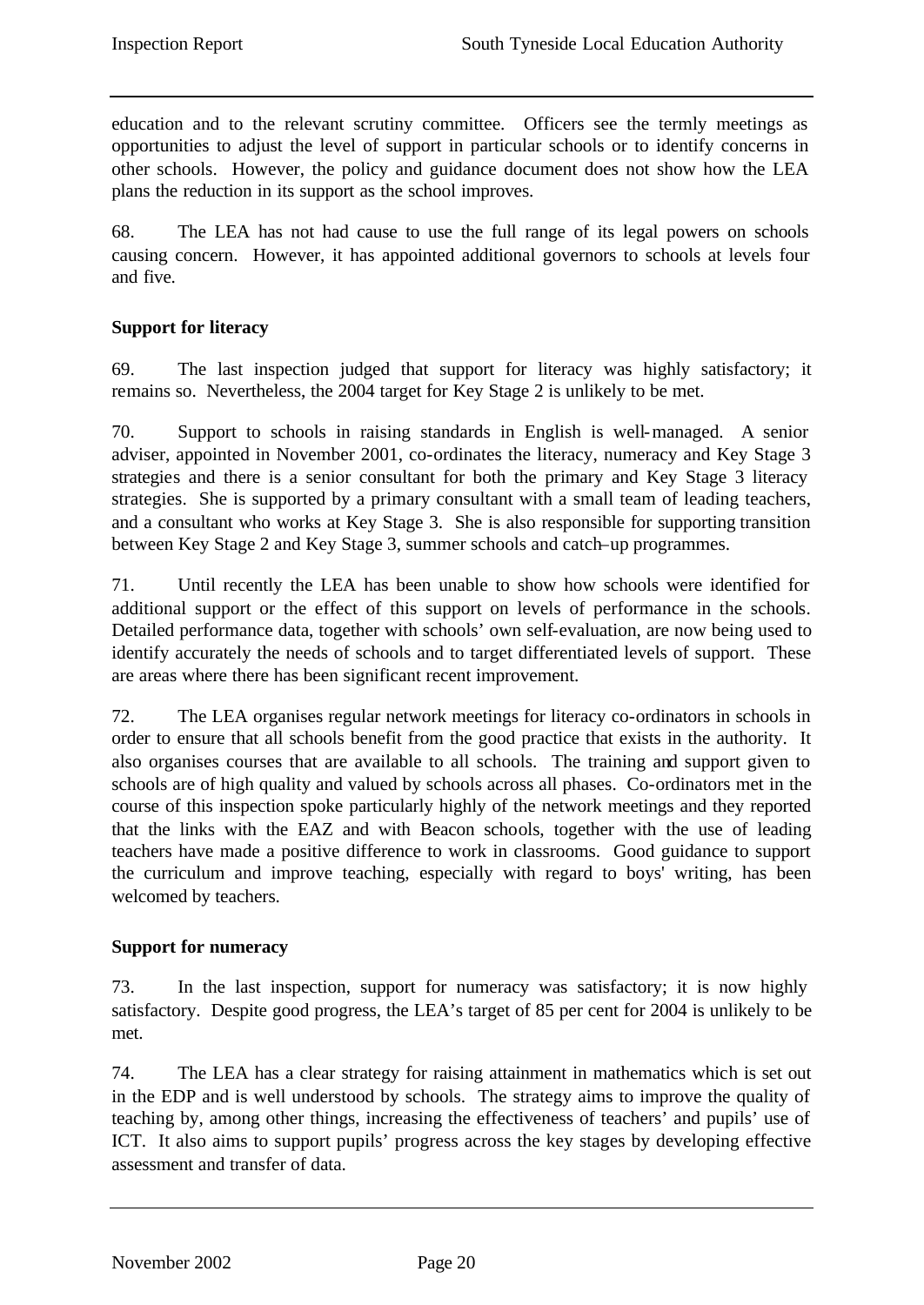education and to the relevant scrutiny committee. Officers see the termly meetings as opportunities to adjust the level of support in particular schools or to identify concerns in other schools. However, the policy and guidance document does not show how the LEA plans the reduction in its support as the school improves.

68. The LEA has not had cause to use the full range of its legal powers on schools causing concern. However, it has appointed additional governors to schools at levels four and five.

**Support for literacy**

69. The last inspection judged that support for literacy was highly satisfactory; it remains so. Nevertheless, the 2004 target for Key Stage 2 is unlikely to be met.

70. Support to schools in raising standards in English is well-managed. A senior adviser, appointed in November 2001, co-ordinates the literacy, numeracy and Key Stage 3 strategies and there is a senior consultant for both the primary and Key Stage 3 literacy strategies. She is supported by a primary consultant with a small team of leading teachers, and a consultant who works at Key Stage 3. She is also responsible for supporting transition between Key Stage 2 and Key Stage 3, summer schools and catch-up programmes.

71. Until recently the LEA has been unable to show how schools were identified for additional support or the effect of this support on levels of performance in the schools. Detailed performance data, together with schools' own self-evaluation, are now being used to identify accurately the needs of schools and to target differentiated levels of support. These are areas where there has been significant recent improvement.

72. The LEA organises regular network meetings for literacy co-ordinators in schools in order to ensure that all schools benefit from the good practice that exists in the authority. It also organises courses that are available to all schools. The training and support given to schools are of high quality and valued by schools across all phases. Co-ordinators met in the course of this inspection spoke particularly highly of the network meetings and they reported that the links with the EAZ and with Beacon schools, together with the use of leading teachers have made a positive difference to work in classrooms. Good guidance to support the curriculum and improve teaching, especially with regard to boys' writing, has been welcomed by teachers.

**Support for numeracy**

73. In the last inspection, support for numeracy was satisfactory; it is now highly satisfactory. Despite good progress, the LEA's target of 85 per cent for 2004 is unlikely to be met.

74. The LEA has a clear strategy for raising attainment in mathematics which is set out in the EDP and is well understood by schools. The strategy aims to improve the quality of teaching by, among other things, increasing the effectiveness of teachers' and pupils' use of ICT. It also aims to support pupils' progress across the key stages by developing effective assessment and transfer of data.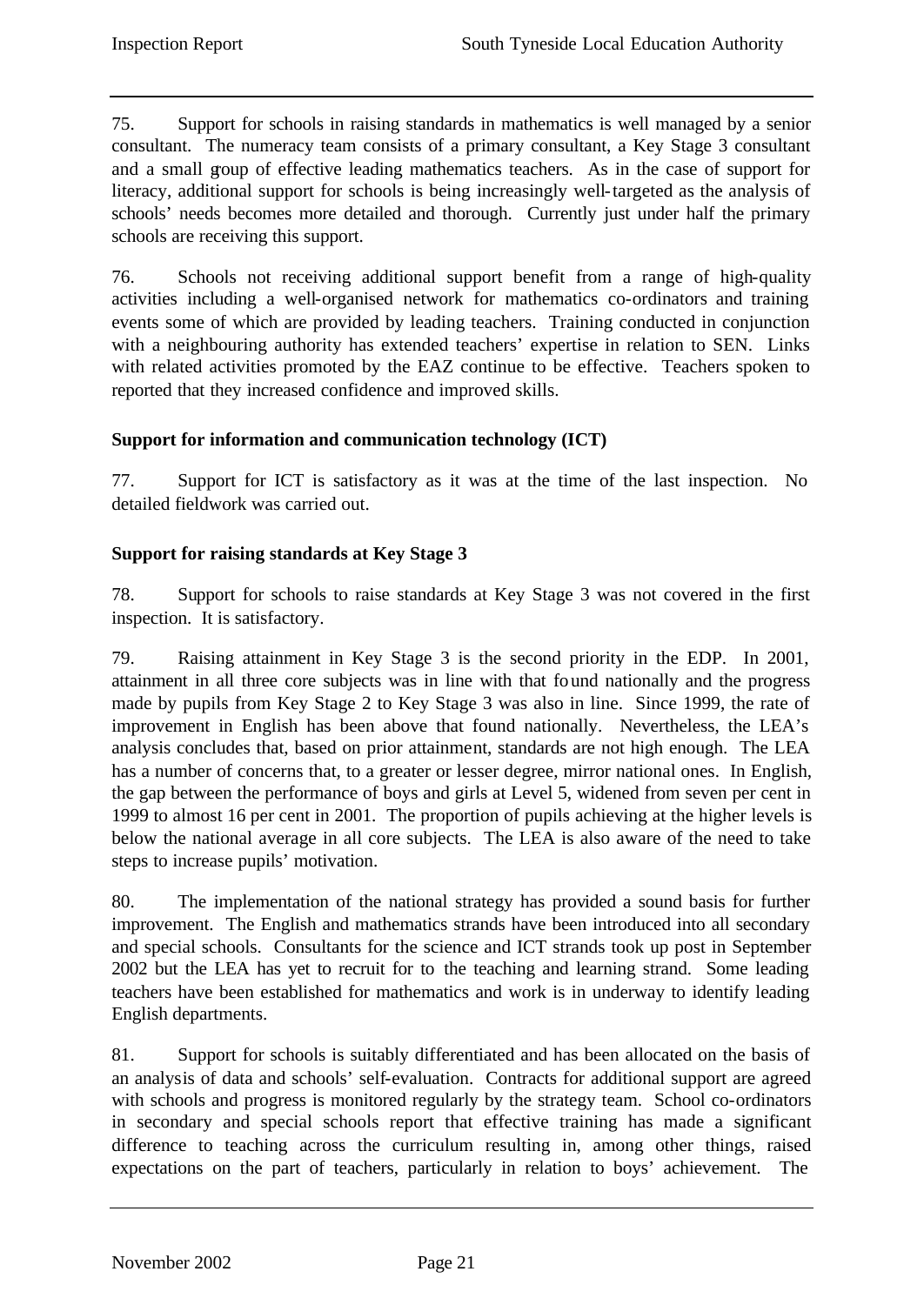75. Support for schools in raising standards in mathematics is well managed by a senior consultant. The numeracy team consists of a primary consultant, a Key Stage 3 consultant and a small group of effective leading mathematics teachers. As in the case of support for literacy, additional support for schools is being increasingly well-targeted as the analysis of schools' needs becomes more detailed and thorough. Currently just under half the primary schools are receiving this support.

76. Schools not receiving additional support benefit from a range of high-quality activities including a well-organised network for mathematics co-ordinators and training events some of which are provided by leading teachers. Training conducted in conjunction with a neighbouring authority has extended teachers' expertise in relation to SEN. Links with related activities promoted by the EAZ continue to be effective. Teachers spoken to reported that they increased confidence and improved skills.

**Support for information and communication technology (ICT)**

77. Support for ICT is satisfactory as it was at the time of the last inspection. No detailed fieldwork was carried out.

**Support for raising standards at Key Stage 3**

78. Support for schools to raise standards at Key Stage 3 was not covered in the first inspection. It is satisfactory.

79. Raising attainment in Key Stage 3 is the second priority in the EDP. In 2001, attainment in all three core subjects was in line with that found nationally and the progress made by pupils from Key Stage 2 to Key Stage 3 was also in line. Since 1999, the rate of improvement in English has been above that found nationally. Nevertheless, the LEA's analysis concludes that, based on prior attainment, standards are not high enough. The LEA has a number of concerns that, to a greater or lesser degree, mirror national ones. In English, the gap between the performance of boys and girls at Level 5, widened from seven per cent in 1999 to almost 16 per cent in 2001. The proportion of pupils achieving at the higher levels is below the national average in all core subjects. The LEA is also aware of the need to take steps to increase pupils' motivation.

80. The implementation of the national strategy has provided a sound basis for further improvement. The English and mathematics strands have been introduced into all secondary and special schools. Consultants for the science and ICT strands took up post in September 2002 but the LEA has yet to recruit for to the teaching and learning strand. Some leading teachers have been established for mathematics and work is in underway to identify leading English departments.

81. Support for schools is suitably differentiated and has been allocated on the basis of an analysis of data and schools' self-evaluation. Contracts for additional support are agreed with schools and progress is monitored regularly by the strategy team. School co-ordinators in secondary and special schools report that effective training has made a significant difference to teaching across the curriculum resulting in, among other things, raised expectations on the part of teachers, particularly in relation to boys' achievement. The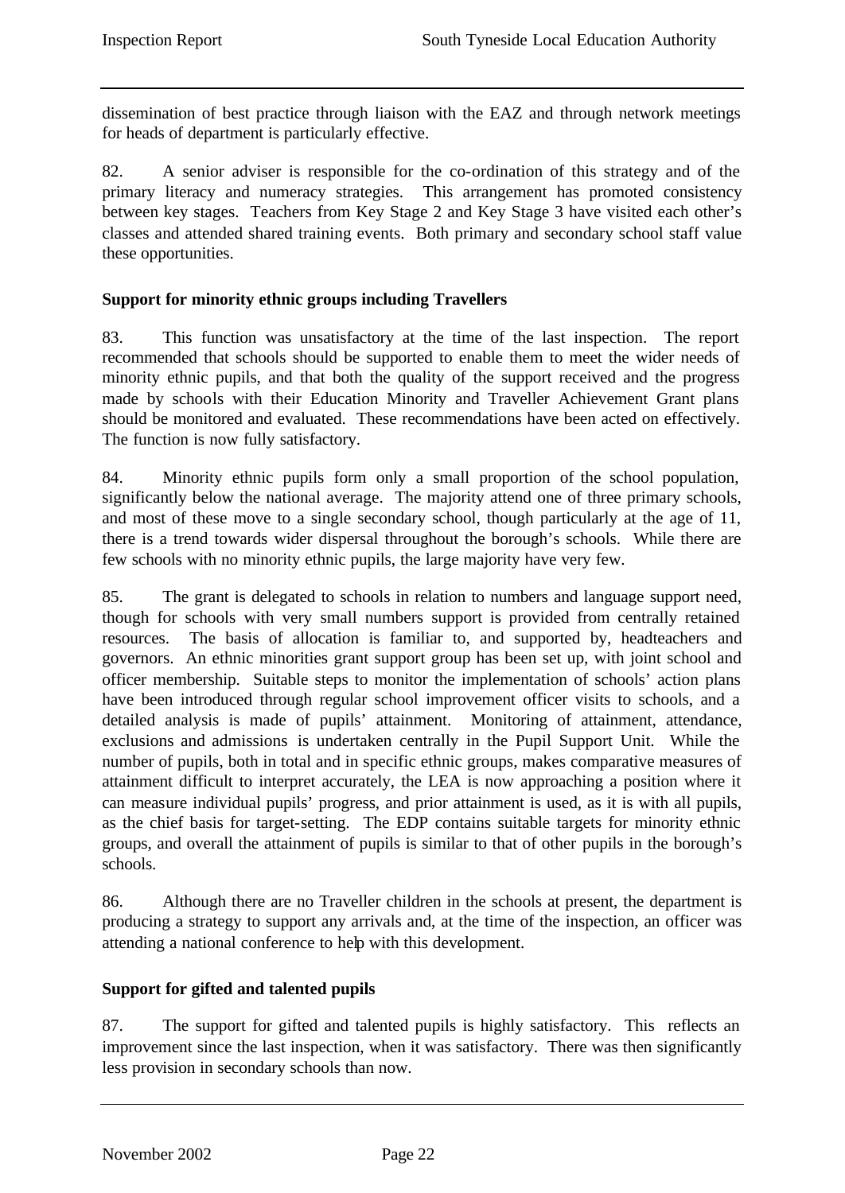dissemination of best practice through liaison with the EAZ and through network meetings for heads of department is particularly effective.

82. A senior adviser is responsible for the co-ordination of this strategy and of the primary literacy and numeracy strategies. This arrangement has promoted consistency between key stages. Teachers from Key Stage 2 and Key Stage 3 have visited each other's classes and attended shared training events. Both primary and secondary school staff value these opportunities.

**Support for minority ethnic groups including Travellers**

83. This function was unsatisfactory at the time of the last inspection. The report recommended that schools should be supported to enable them to meet the wider needs of minority ethnic pupils, and that both the quality of the support received and the progress made by schools with their Education Minority and Traveller Achievement Grant plans should be monitored and evaluated. These recommendations have been acted on effectively. The function is now fully satisfactory.

84. Minority ethnic pupils form only a small proportion of the school population, significantly below the national average. The majority attend one of three primary schools, and most of these move to a single secondary school, though particularly at the age of 11, there is a trend towards wider dispersal throughout the borough's schools. While there are few schools with no minority ethnic pupils, the large majority have very few.

85. The grant is delegated to schools in relation to numbers and language support need, though for schools with very small numbers support is provided from centrally retained resources. The basis of allocation is familiar to, and supported by, headteachers and governors. An ethnic minorities grant support group has been set up, with joint school and officer membership. Suitable steps to monitor the implementation of schools' action plans have been introduced through regular school improvement officer visits to schools, and a detailed analysis is made of pupils' attainment. Monitoring of attainment, attendance, exclusions and admissions is undertaken centrally in the Pupil Support Unit. While the number of pupils, both in total and in specific ethnic groups, makes comparative measures of attainment difficult to interpret accurately, the LEA is now approaching a position where it can measure individual pupils' progress, and prior attainment is used, as it is with all pupils, as the chief basis for target-setting. The EDP contains suitable targets for minority ethnic groups, and overall the attainment of pupils is similar to that of other pupils in the borough's schools.

86. Although there are no Traveller children in the schools at present, the department is producing a strategy to support any arrivals and, at the time of the inspection, an officer was attending a national conference to help with this development.

**Support for gifted and talented pupils**

87. The support for gifted and talented pupils is highly satisfactory. This reflects an improvement since the last inspection, when it was satisfactory. There was then significantly less provision in secondary schools than now.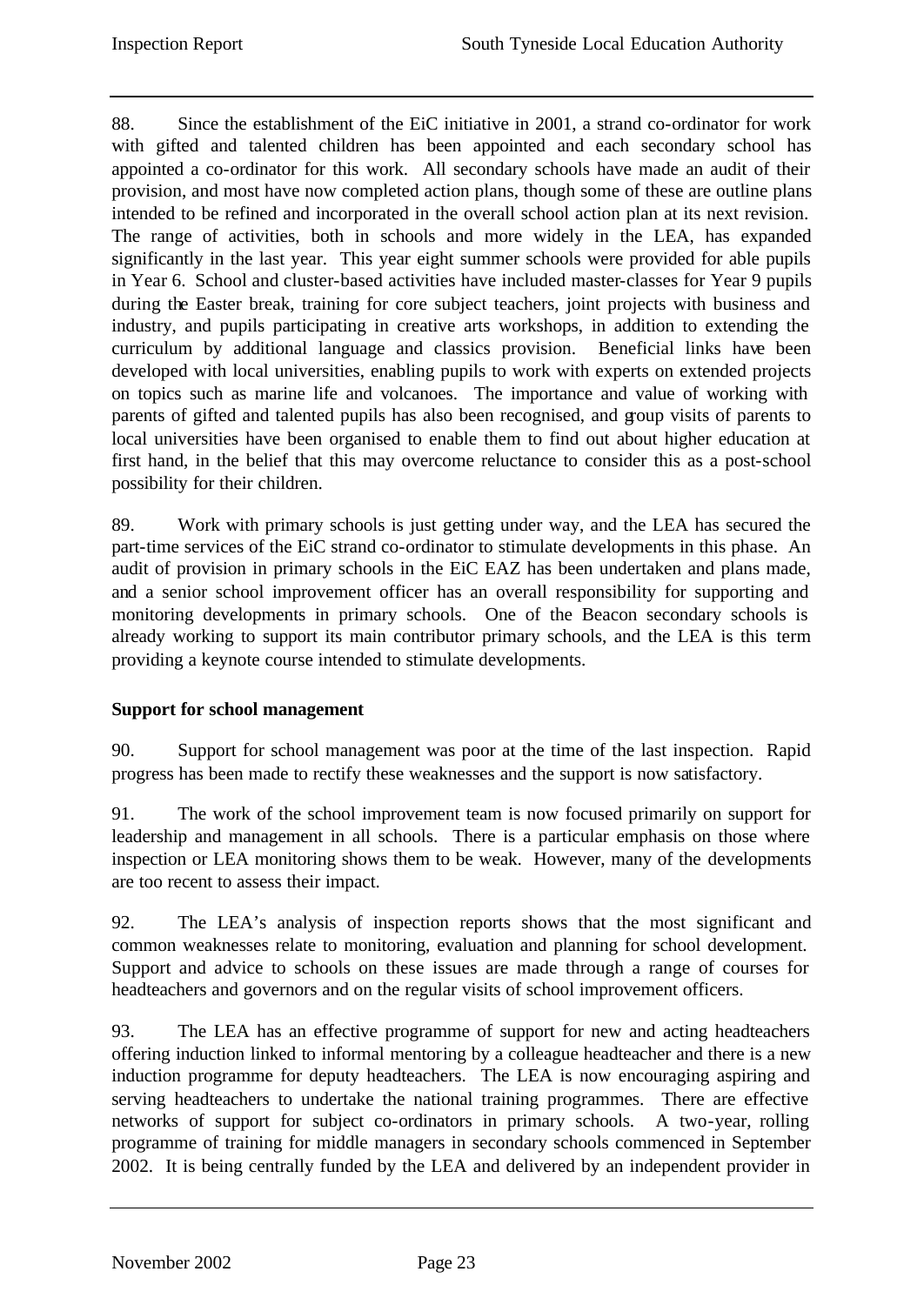88. Since the establishment of the EiC initiative in 2001, a strand co-ordinator for work with gifted and talented children has been appointed and each secondary school has appointed a co-ordinator for this work. All secondary schools have made an audit of their provision, and most have now completed action plans, though some of these are outline plans intended to be refined and incorporated in the overall school action plan at its next revision. The range of activities, both in schools and more widely in the LEA, has expanded significantly in the last year. This year eight summer schools were provided for able pupils in Year 6. School and cluster-based activities have included master-classes for Year 9 pupils during the Easter break, training for core subject teachers, joint projects with business and industry, and pupils participating in creative arts workshops, in addition to extending the curriculum by additional language and classics provision. Beneficial links have been developed with local universities, enabling pupils to work with experts on extended projects on topics such as marine life and volcanoes. The importance and value of working with parents of gifted and talented pupils has also been recognised, and group visits of parents to local universities have been organised to enable them to find out about higher education at first hand, in the belief that this may overcome reluctance to consider this as a post-school possibility for their children.

89. Work with primary schools is just getting under way, and the LEA has secured the part-time services of the EiC strand co-ordinator to stimulate developments in this phase. An audit of provision in primary schools in the EiC EAZ has been undertaken and plans made, and a senior school improvement officer has an overall responsibility for supporting and monitoring developments in primary schools. One of the Beacon secondary schools is already working to support its main contributor primary schools, and the LEA is this term providing a keynote course intended to stimulate developments.

**Support for school management**

90. Support for school management was poor at the time of the last inspection. Rapid progress has been made to rectify these weaknesses and the support is now satisfactory.

91. The work of the school improvement team is now focused primarily on support for leadership and management in all schools. There is a particular emphasis on those where inspection or LEA monitoring shows them to be weak. However, many of the developments are too recent to assess their impact.

92. The LEA's analysis of inspection reports shows that the most significant and common weaknesses relate to monitoring, evaluation and planning for school development. Support and advice to schools on these issues are made through a range of courses for headteachers and governors and on the regular visits of school improvement officers.

93. The LEA has an effective programme of support for new and acting headteachers offering induction linked to informal mentoring by a colleague headteacher and there is a new induction programme for deputy headteachers. The LEA is now encouraging aspiring and serving headteachers to undertake the national training programmes. There are effective networks of support for subject co-ordinators in primary schools. A two-year, rolling programme of training for middle managers in secondary schools commenced in September 2002. It is being centrally funded by the LEA and delivered by an independent provider in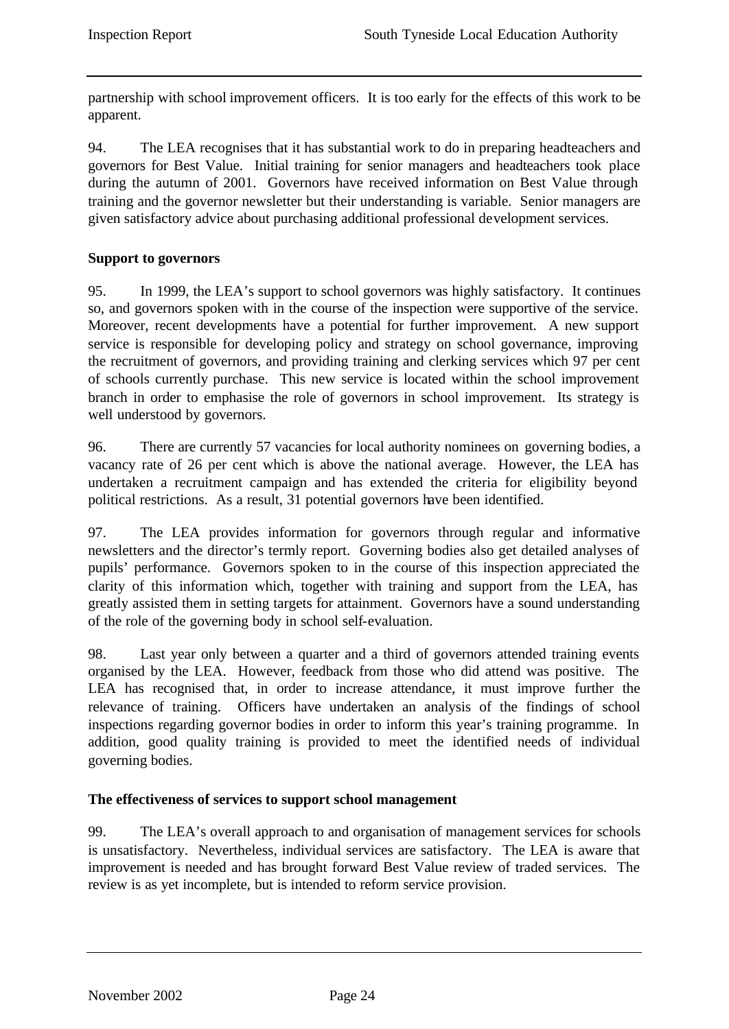partnership with school improvement officers. It is too early for the effects of this work to be apparent.

94. The LEA recognises that it has substantial work to do in preparing headteachers and governors for Best Value. Initial training for senior managers and headteachers took place during the autumn of 2001. Governors have received information on Best Value through training and the governor newsletter but their understanding is variable. Senior managers are given satisfactory advice about purchasing additional professional development services.

**Support to governors**

95. In 1999, the LEA's support to school governors was highly satisfactory. It continues so, and governors spoken with in the course of the inspection were supportive of the service. Moreover, recent developments have a potential for further improvement. A new support service is responsible for developing policy and strategy on school governance, improving the recruitment of governors, and providing training and clerking services which 97 per cent of schools currently purchase. This new service is located within the school improvement branch in order to emphasise the role of governors in school improvement. Its strategy is well understood by governors.

96. There are currently 57 vacancies for local authority nominees on governing bodies, a vacancy rate of 26 per cent which is above the national average. However, the LEA has undertaken a recruitment campaign and has extended the criteria for eligibility beyond political restrictions. As a result, 31 potential governors have been identified.

97. The LEA provides information for governors through regular and informative newsletters and the director's termly report. Governing bodies also get detailed analyses of pupils' performance. Governors spoken to in the course of this inspection appreciated the clarity of this information which, together with training and support from the LEA, has greatly assisted them in setting targets for attainment. Governors have a sound understanding of the role of the governing body in school self-evaluation.

98. Last year only between a quarter and a third of governors attended training events organised by the LEA. However, feedback from those who did attend was positive. The LEA has recognised that, in order to increase attendance, it must improve further the relevance of training. Officers have undertaken an analysis of the findings of school inspections regarding governor bodies in order to inform this year's training programme. In addition, good quality training is provided to meet the identified needs of individual governing bodies.

**The effectiveness of services to support school management**

99. The LEA's overall approach to and organisation of management services for schools is unsatisfactory. Nevertheless, individual services are satisfactory. The LEA is aware that improvement is needed and has brought forward Best Value review of traded services. The review is as yet incomplete, but is intended to reform service provision.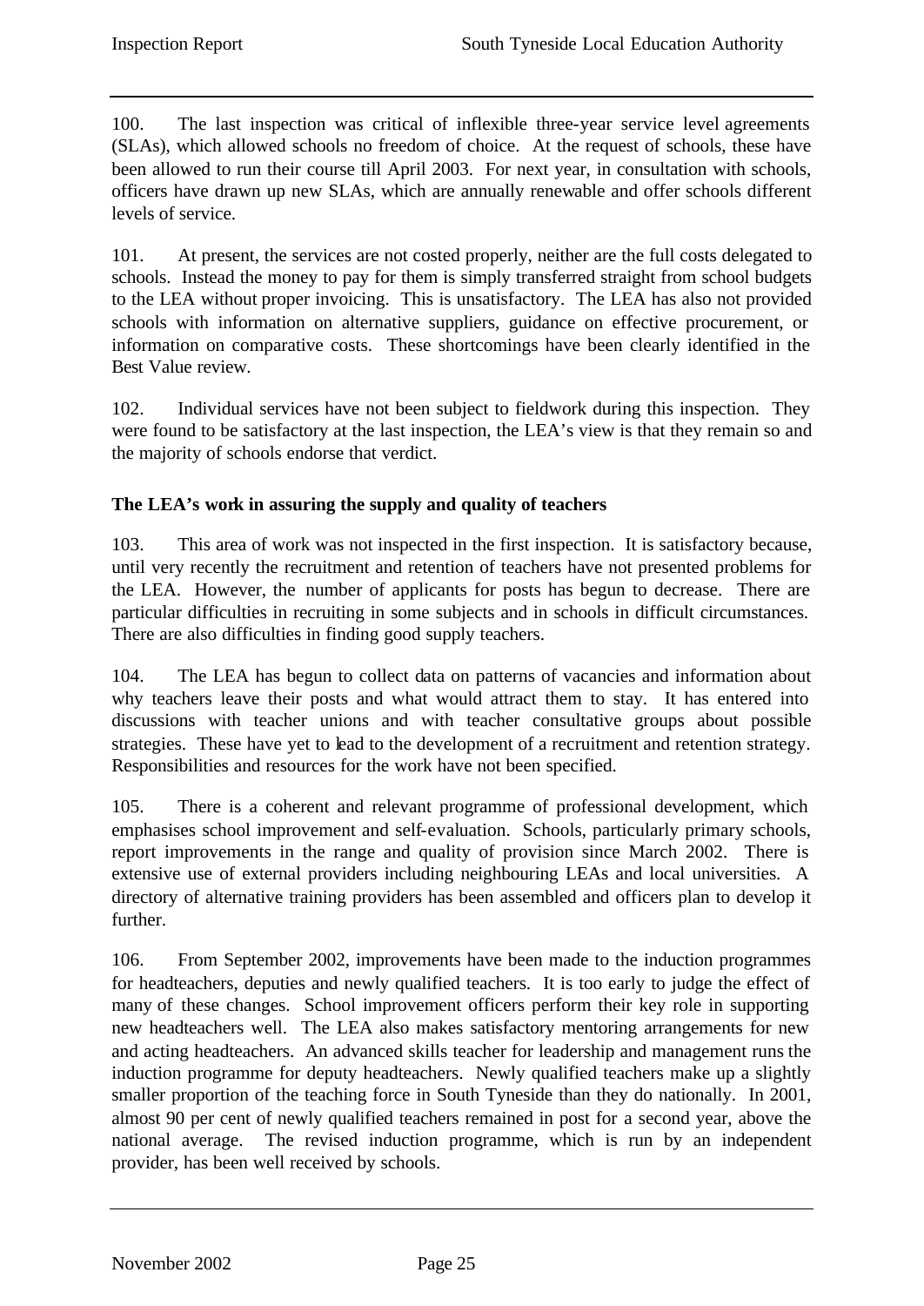100. The last inspection was critical of inflexible three-year service level agreements (SLAs), which allowed schools no freedom of choice. At the request of schools, these have been allowed to run their course till April 2003. For next year, in consultation with schools, officers have drawn up new SLAs, which are annually renewable and offer schools different levels of service.

101. At present, the services are not costed properly, neither are the full costs delegated to schools. Instead the money to pay for them is simply transferred straight from school budgets to the LEA without proper invoicing. This is unsatisfactory. The LEA has also not provided schools with information on alternative suppliers, guidance on effective procurement, or information on comparative costs. These shortcomings have been clearly identified in the Best Value review.

102. Individual services have not been subject to fieldwork during this inspection. They were found to be satisfactory at the last inspection, the LEA's view is that they remain so and the majority of schools endorse that verdict.

**The LEA's work in assuring the supply and quality of teachers**

103. This area of work was not inspected in the first inspection. It is satisfactory because, until very recently the recruitment and retention of teachers have not presented problems for the LEA. However, the number of applicants for posts has begun to decrease. There are particular difficulties in recruiting in some subjects and in schools in difficult circumstances. There are also difficulties in finding good supply teachers.

104. The LEA has begun to collect data on patterns of vacancies and information about why teachers leave their posts and what would attract them to stay. It has entered into discussions with teacher unions and with teacher consultative groups about possible strategies. These have yet to lead to the development of a recruitment and retention strategy. Responsibilities and resources for the work have not been specified.

105. There is a coherent and relevant programme of professional development, which emphasises school improvement and self-evaluation. Schools, particularly primary schools, report improvements in the range and quality of provision since March 2002. There is extensive use of external providers including neighbouring LEAs and local universities. A directory of alternative training providers has been assembled and officers plan to develop it further.

106. From September 2002, improvements have been made to the induction programmes for headteachers, deputies and newly qualified teachers. It is too early to judge the effect of many of these changes. School improvement officers perform their key role in supporting new headteachers well. The LEA also makes satisfactory mentoring arrangements for new and acting headteachers. An advanced skills teacher for leadership and management runs the induction programme for deputy headteachers. Newly qualified teachers make up a slightly smaller proportion of the teaching force in South Tyneside than they do nationally. In 2001, almost 90 per cent of newly qualified teachers remained in post for a second year, above the national average. The revised induction programme, which is run by an independent provider, has been well received by schools.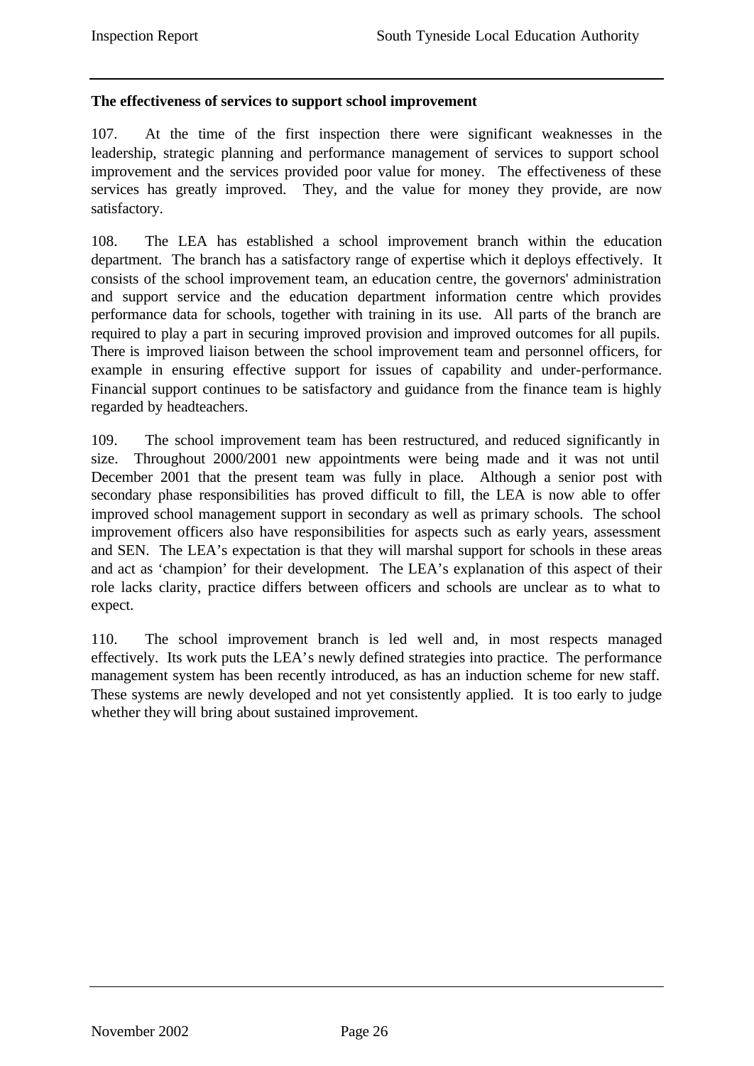**The effectiveness of services to support school improvement**

107. At the time of the first inspection there were significant weaknesses in the leadership, strategic planning and performance management of services to support school improvement and the services provided poor value for money. The effectiveness of these services has greatly improved. They, and the value for money they provide, are now satisfactory.

108. The LEA has established a school improvement branch within the education department. The branch has a satisfactory range of expertise which it deploys effectively. It consists of the school improvement team, an education centre, the governors' administration and support service and the education department information centre which provides performance data for schools, together with training in its use. All parts of the branch are required to play a part in securing improved provision and improved outcomes for all pupils. There is improved liaison between the school improvement team and personnel officers, for example in ensuring effective support for issues of capability and under-performance. Financial support continues to be satisfactory and guidance from the finance team is highly regarded by headteachers.

109. The school improvement team has been restructured, and reduced significantly in size. Throughout 2000/2001 new appointments were being made and it was not until December 2001 that the present team was fully in place. Although a senior post with secondary phase responsibilities has proved difficult to fill, the LEA is now able to offer improved school management support in secondary as well as primary schools. The school improvement officers also have responsibilities for aspects such as early years, assessment and SEN. The LEA's expectation is that they will marshal support for schools in these areas and act as 'champion' for their development. The LEA's explanation of this aspect of their role lacks clarity, practice differs between officers and schools are unclear as to what to expect.

110. The school improvement branch is led well and, in most respects managed effectively. Its work puts the LEA's newly defined strategies into practice. The performance management system has been recently introduced, as has an induction scheme for new staff. These systems are newly developed and not yet consistently applied. It is too early to judge whether they will bring about sustained improvement.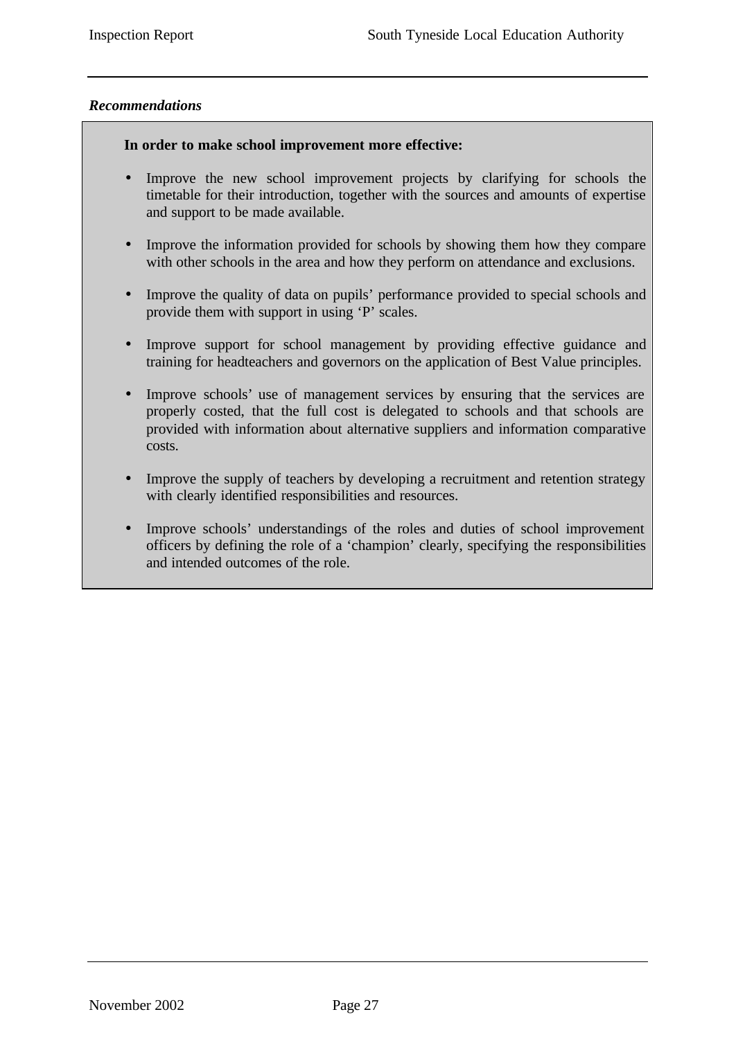***Recommendations***

**In order to make school improvement more effective:**

- Improve the new school improvement projects by clarifying for schools the timetable for their introduction, together with the sources and amounts of expertise and support to be made available.
- Improve the information provided for schools by showing them how they compare with other schools in the area and how they perform on attendance and exclusions.
- Improve the quality of data on pupils' performance provided to special schools and provide them with support in using 'P' scales.
- Improve support for school management by providing effective guidance and training for headteachers and governors on the application of Best Value principles.
- Improve schools' use of management services by ensuring that the services are properly costed, that the full cost is delegated to schools and that schools are provided with information about alternative suppliers and information comparative costs.
- Improve the supply of teachers by developing a recruitment and retention strategy with clearly identified responsibilities and resources.
- Improve schools' understandings of the roles and duties of school improvement officers by defining the role of a 'champion' clearly, specifying the responsibilities and intended outcomes of the role.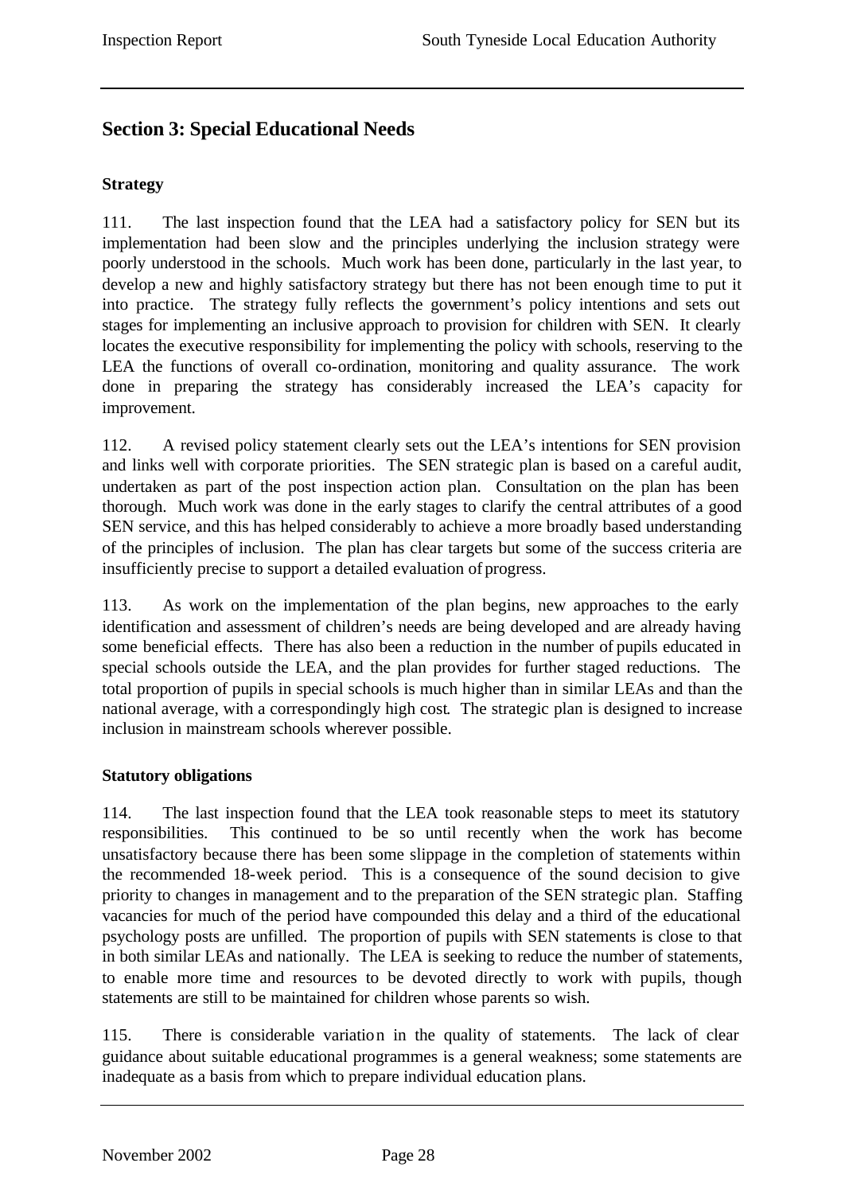## Section 3: Special Educational Needs

### Strategy

111. The last inspection found that the LEA had a satisfactory policy for SEN but its implementation had been slow and the principles underlying the inclusion strategy were poorly understood in the schools. Much work has been done, particularly in the last year, to develop a new and highly satisfactory strategy but there has not been enough time to put it into practice. The strategy fully reflects the government's policy intentions and sets out stages for implementing an inclusive approach to provision for children with SEN. It clearly locates the executive responsibility for implementing the policy with schools, reserving to the LEA the functions of overall co-ordination, monitoring and quality assurance. The work done in preparing the strategy has considerably increased the LEA's capacity for improvement.

112. A revised policy statement clearly sets out the LEA's intentions for SEN provision and links well with corporate priorities. The SEN strategic plan is based on a careful audit, undertaken as part of the post inspection action plan. Consultation on the plan has been thorough. Much work was done in the early stages to clarify the central attributes of a good SEN service, and this has helped considerably to achieve a more broadly based understanding of the principles of inclusion. The plan has clear targets but some of the success criteria are insufficiently precise to support a detailed evaluation of progress.

113. As work on the implementation of the plan begins, new approaches to the early identification and assessment of children's needs are being developed and are already having some beneficial effects. There has also been a reduction in the number of pupils educated in special schools outside the LEA, and the plan provides for further staged reductions. The total proportion of pupils in special schools is much higher than in similar LEAs and than the national average, with a correspondingly high cost. The strategic plan is designed to increase inclusion in mainstream schools wherever possible.

### Statutory obligations

114. The last inspection found that the LEA took reasonable steps to meet its statutory responsibilities. This continued to be so until recently when the work has become unsatisfactory because there has been some slippage in the completion of statements within the recommended 18-week period. This is a consequence of the sound decision to give priority to changes in management and to the preparation of the SEN strategic plan. Staffing vacancies for much of the period have compounded this delay and a third of the educational psychology posts are unfilled. The proportion of pupils with SEN statements is close to that in both similar LEAs and nationally. The LEA is seeking to reduce the number of statements, to enable more time and resources to be devoted directly to work with pupils, though statements are still to be maintained for children whose parents so wish.

115. There is considerable variation in the quality of statements. The lack of clear guidance about suitable educational programmes is a general weakness; some statements are inadequate as a basis from which to prepare individual education plans.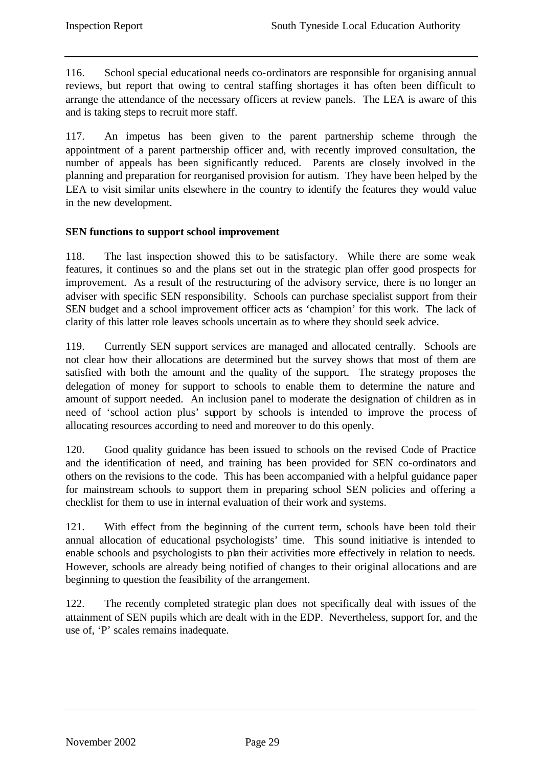116. School special educational needs co-ordinators are responsible for organising annual reviews, but report that owing to central staffing shortages it has often been difficult to arrange the attendance of the necessary officers at review panels. The LEA is aware of this and is taking steps to recruit more staff.

117. An impetus has been given to the parent partnership scheme through the appointment of a parent partnership officer and, with recently improved consultation, the number of appeals has been significantly reduced. Parents are closely involved in the planning and preparation for reorganised provision for autism. They have been helped by the LEA to visit similar units elsewhere in the country to identify the features they would value in the new development.

**SEN functions to support school improvement**

118. The last inspection showed this to be satisfactory. While there are some weak features, it continues so and the plans set out in the strategic plan offer good prospects for improvement. As a result of the restructuring of the advisory service, there is no longer an adviser with specific SEN responsibility. Schools can purchase specialist support from their SEN budget and a school improvement officer acts as 'champion' for this work. The lack of clarity of this latter role leaves schools uncertain as to where they should seek advice.

119. Currently SEN support services are managed and allocated centrally. Schools are not clear how their allocations are determined but the survey shows that most of them are satisfied with both the amount and the quality of the support. The strategy proposes the delegation of money for support to schools to enable them to determine the nature and amount of support needed. An inclusion panel to moderate the designation of children as in need of 'school action plus' support by schools is intended to improve the process of allocating resources according to need and moreover to do this openly.

120. Good quality guidance has been issued to schools on the revised Code of Practice and the identification of need, and training has been provided for SEN co-ordinators and others on the revisions to the code. This has been accompanied with a helpful guidance paper for mainstream schools to support them in preparing school SEN policies and offering a checklist for them to use in internal evaluation of their work and systems.

121. With effect from the beginning of the current term, schools have been told their annual allocation of educational psychologists' time. This sound initiative is intended to enable schools and psychologists to plan their activities more effectively in relation to needs. However, schools are already being notified of changes to their original allocations and are beginning to question the feasibility of the arrangement.

122. The recently completed strategic plan does not specifically deal with issues of the attainment of SEN pupils which are dealt with in the EDP. Nevertheless, support for, and the use of, 'P' scales remains inadequate.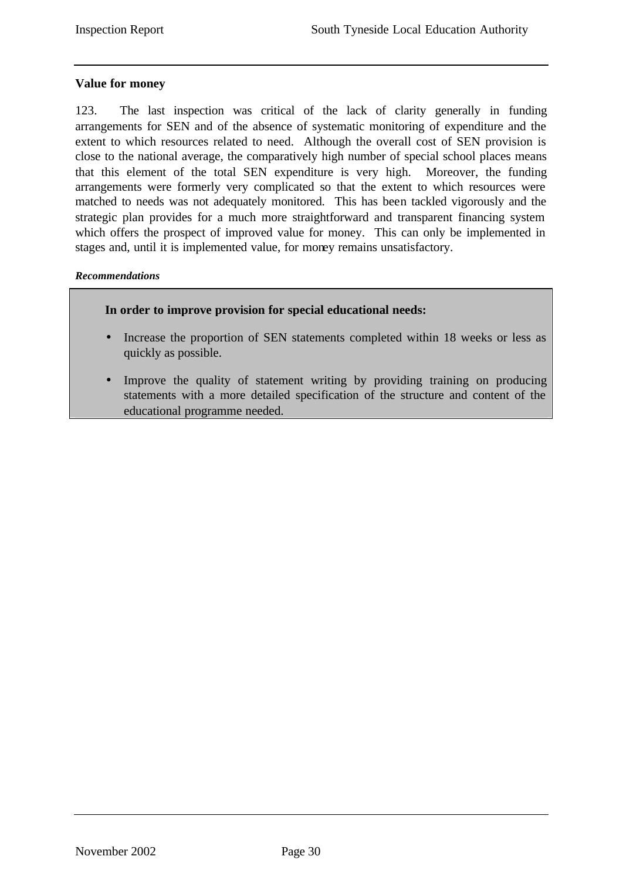**Value for money**

123. The last inspection was critical of the lack of clarity generally in funding arrangements for SEN and of the absence of systematic monitoring of expenditure and the extent to which resources related to need. Although the overall cost of SEN provision is close to the national average, the comparatively high number of special school places means that this element of the total SEN expenditure is very high. Moreover, the funding arrangements were formerly very complicated so that the extent to which resources were matched to needs was not adequately monitored. This has been tackled vigorously and the strategic plan provides for a much more straightforward and transparent financing system which offers the prospect of improved value for money. This can only be implemented in stages and, until it is implemented value, for money remains unsatisfactory.

***Recommendations***

**In order to improve provision for special educational needs:**

- Increase the proportion of SEN statements completed within 18 weeks or less as quickly as possible.
- Improve the quality of statement writing by providing training on producing statements with a more detailed specification of the structure and content of the educational programme needed.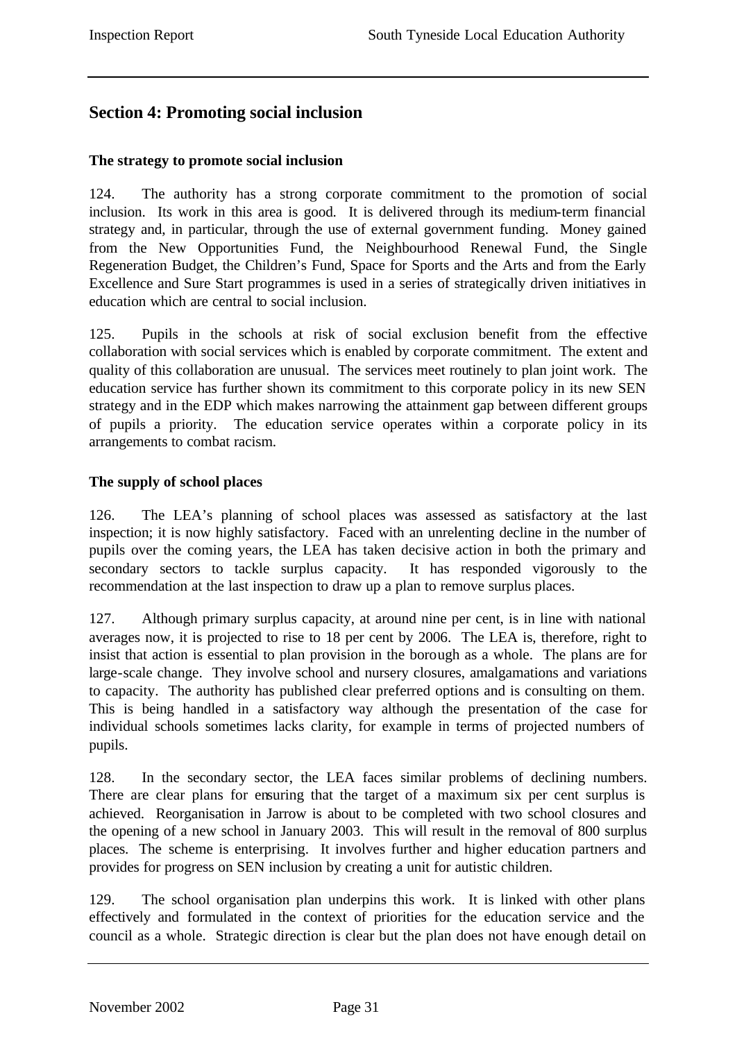## Section 4: Promoting social inclusion

### The strategy to promote social inclusion

124. The authority has a strong corporate commitment to the promotion of social inclusion. Its work in this area is good. It is delivered through its medium-term financial strategy and, in particular, through the use of external government funding. Money gained from the New Opportunities Fund, the Neighbourhood Renewal Fund, the Single Regeneration Budget, the Children's Fund, Space for Sports and the Arts and from the Early Excellence and Sure Start programmes is used in a series of strategically driven initiatives in education which are central to social inclusion.

125. Pupils in the schools at risk of social exclusion benefit from the effective collaboration with social services which is enabled by corporate commitment. The extent and quality of this collaboration are unusual. The services meet routinely to plan joint work. The education service has further shown its commitment to this corporate policy in its new SEN strategy and in the EDP which makes narrowing the attainment gap between different groups of pupils a priority. The education service operates within a corporate policy in its arrangements to combat racism.

### The supply of school places

126. The LEA's planning of school places was assessed as satisfactory at the last inspection; it is now highly satisfactory. Faced with an unrelenting decline in the number of pupils over the coming years, the LEA has taken decisive action in both the primary and secondary sectors to tackle surplus capacity. It has responded vigorously to the recommendation at the last inspection to draw up a plan to remove surplus places.

127. Although primary surplus capacity, at around nine per cent, is in line with national averages now, it is projected to rise to 18 per cent by 2006. The LEA is, therefore, right to insist that action is essential to plan provision in the borough as a whole. The plans are for large-scale change. They involve school and nursery closures, amalgamations and variations to capacity. The authority has published clear preferred options and is consulting on them. This is being handled in a satisfactory way although the presentation of the case for individual schools sometimes lacks clarity, for example in terms of projected numbers of pupils.

128. In the secondary sector, the LEA faces similar problems of declining numbers. There are clear plans for ensuring that the target of a maximum six per cent surplus is achieved. Reorganisation in Jarrow is about to be completed with two school closures and the opening of a new school in January 2003. This will result in the removal of 800 surplus places. The scheme is enterprising. It involves further and higher education partners and provides for progress on SEN inclusion by creating a unit for autistic children.

129. The school organisation plan underpins this work. It is linked with other plans effectively and formulated in the context of priorities for the education service and the council as a whole. Strategic direction is clear but the plan does not have enough detail on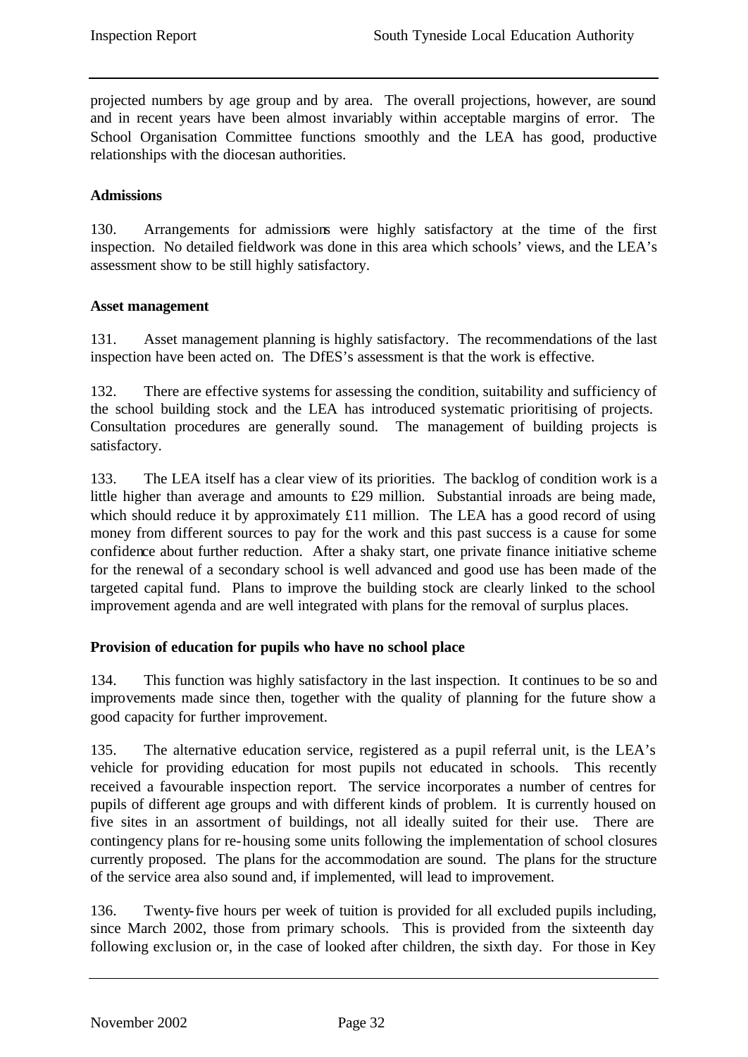projected numbers by age group and by area. The overall projections, however, are sound and in recent years have been almost invariably within acceptable margins of error. The School Organisation Committee functions smoothly and the LEA has good, productive relationships with the diocesan authorities.

**Admissions**

130. Arrangements for admissions were highly satisfactory at the time of the first inspection. No detailed fieldwork was done in this area which schools' views, and the LEA's assessment show to be still highly satisfactory.

**Asset management**

131. Asset management planning is highly satisfactory. The recommendations of the last inspection have been acted on. The DfES's assessment is that the work is effective.

132. There are effective systems for assessing the condition, suitability and sufficiency of the school building stock and the LEA has introduced systematic prioritising of projects. Consultation procedures are generally sound. The management of building projects is satisfactory.

133. The LEA itself has a clear view of its priorities. The backlog of condition work is a little higher than average and amounts to £29 million. Substantial inroads are being made, which should reduce it by approximately £11 million. The LEA has a good record of using money from different sources to pay for the work and this past success is a cause for some confidence about further reduction. After a shaky start, one private finance initiative scheme for the renewal of a secondary school is well advanced and good use has been made of the targeted capital fund. Plans to improve the building stock are clearly linked to the school improvement agenda and are well integrated with plans for the removal of surplus places.

**Provision of education for pupils who have no school place**

134. This function was highly satisfactory in the last inspection. It continues to be so and improvements made since then, together with the quality of planning for the future show a good capacity for further improvement.

135. The alternative education service, registered as a pupil referral unit, is the LEA's vehicle for providing education for most pupils not educated in schools. This recently received a favourable inspection report. The service incorporates a number of centres for pupils of different age groups and with different kinds of problem. It is currently housed on five sites in an assortment of buildings, not all ideally suited for their use. There are contingency plans for re-housing some units following the implementation of school closures currently proposed. The plans for the accommodation are sound. The plans for the structure of the service area also sound and, if implemented, will lead to improvement.

136. Twenty-five hours per week of tuition is provided for all excluded pupils including, since March 2002, those from primary schools. This is provided from the sixteenth day following exclusion or, in the case of looked after children, the sixth day. For those in Key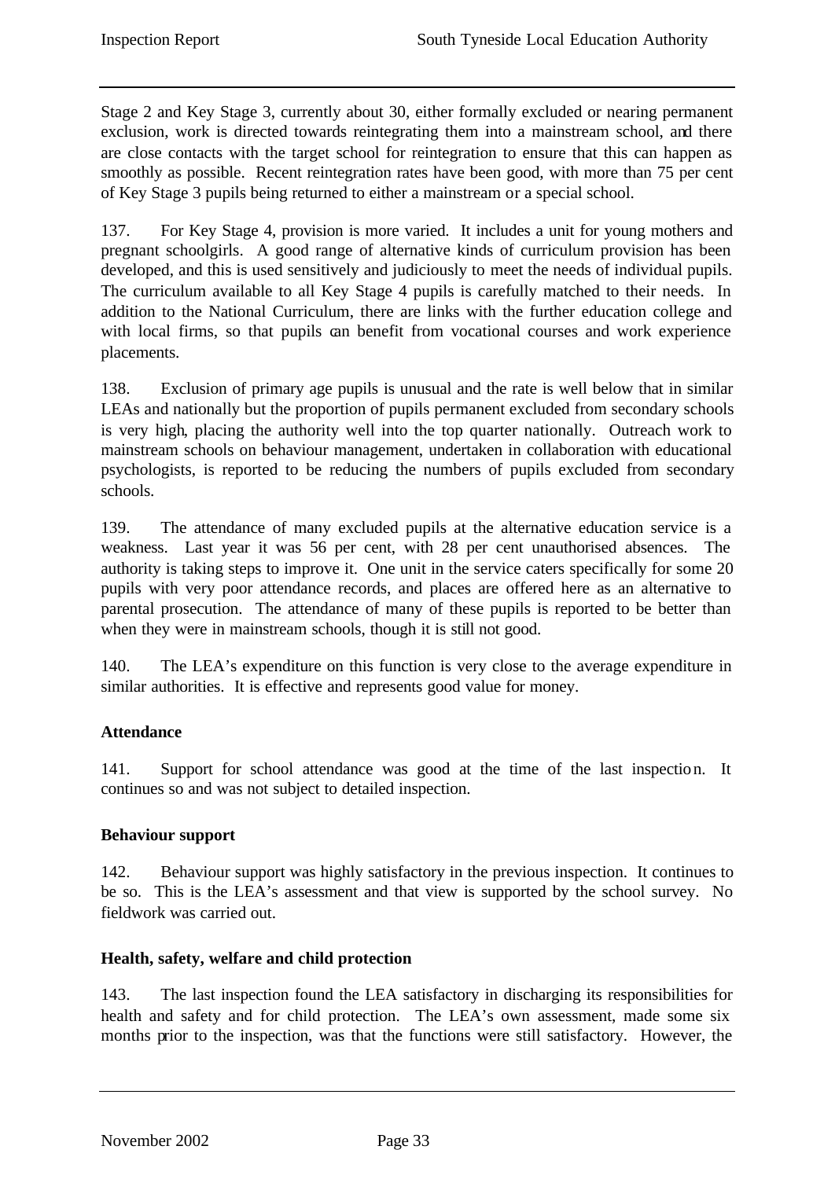Stage 2 and Key Stage 3, currently about 30, either formally excluded or nearing permanent exclusion, work is directed towards reintegrating them into a mainstream school, and there are close contacts with the target school for reintegration to ensure that this can happen as smoothly as possible. Recent reintegration rates have been good, with more than 75 per cent of Key Stage 3 pupils being returned to either a mainstream or a special school.

137. For Key Stage 4, provision is more varied. It includes a unit for young mothers and pregnant schoolgirls. A good range of alternative kinds of curriculum provision has been developed, and this is used sensitively and judiciously to meet the needs of individual pupils. The curriculum available to all Key Stage 4 pupils is carefully matched to their needs. In addition to the National Curriculum, there are links with the further education college and with local firms, so that pupils can benefit from vocational courses and work experience placements.

138. Exclusion of primary age pupils is unusual and the rate is well below that in similar LEAs and nationally but the proportion of pupils permanent excluded from secondary schools is very high, placing the authority well into the top quarter nationally. Outreach work to mainstream schools on behaviour management, undertaken in collaboration with educational psychologists, is reported to be reducing the numbers of pupils excluded from secondary schools.

139. The attendance of many excluded pupils at the alternative education service is a weakness. Last year it was 56 per cent, with 28 per cent unauthorised absences. The authority is taking steps to improve it. One unit in the service caters specifically for some 20 pupils with very poor attendance records, and places are offered here as an alternative to parental prosecution. The attendance of many of these pupils is reported to be better than when they were in mainstream schools, though it is still not good.

140. The LEA's expenditure on this function is very close to the average expenditure in similar authorities. It is effective and represents good value for money.

**Attendance**

141. Support for school attendance was good at the time of the last inspection. It continues so and was not subject to detailed inspection.

**Behaviour support**

142. Behaviour support was highly satisfactory in the previous inspection. It continues to be so. This is the LEA's assessment and that view is supported by the school survey. No fieldwork was carried out.

**Health, safety, welfare and child protection**

143. The last inspection found the LEA satisfactory in discharging its responsibilities for health and safety and for child protection. The LEA's own assessment, made some six months prior to the inspection, was that the functions were still satisfactory. However, the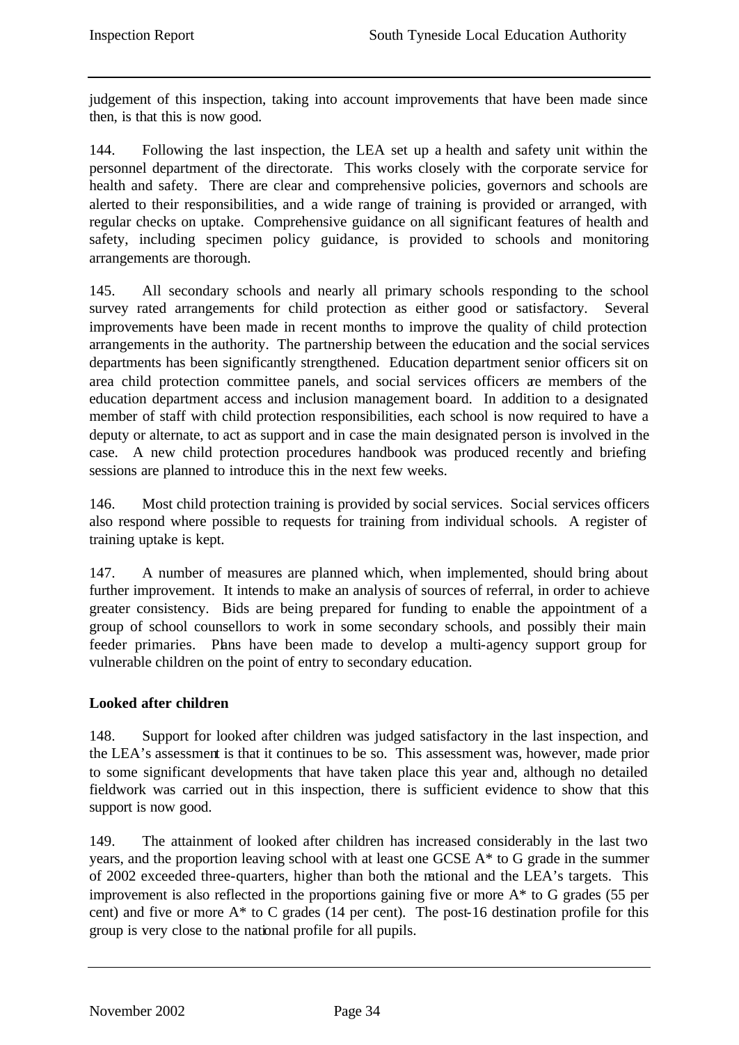judgement of this inspection, taking into account improvements that have been made since then, is that this is now good.

144. Following the last inspection, the LEA set up a health and safety unit within the personnel department of the directorate. This works closely with the corporate service for health and safety. There are clear and comprehensive policies, governors and schools are alerted to their responsibilities, and a wide range of training is provided or arranged, with regular checks on uptake. Comprehensive guidance on all significant features of health and safety, including specimen policy guidance, is provided to schools and monitoring arrangements are thorough.

145. All secondary schools and nearly all primary schools responding to the school survey rated arrangements for child protection as either good or satisfactory. Several improvements have been made in recent months to improve the quality of child protection arrangements in the authority. The partnership between the education and the social services departments has been significantly strengthened. Education department senior officers sit on area child protection committee panels, and social services officers are members of the education department access and inclusion management board. In addition to a designated member of staff with child protection responsibilities, each school is now required to have a deputy or alternate, to act as support and in case the main designated person is involved in the case. A new child protection procedures handbook was produced recently and briefing sessions are planned to introduce this in the next few weeks.

146. Most child protection training is provided by social services. Social services officers also respond where possible to requests for training from individual schools. A register of training uptake is kept.

147. A number of measures are planned which, when implemented, should bring about further improvement. It intends to make an analysis of sources of referral, in order to achieve greater consistency. Bids are being prepared for funding to enable the appointment of a group of school counsellors to work in some secondary schools, and possibly their main feeder primaries. Plans have been made to develop a multi-agency support group for vulnerable children on the point of entry to secondary education.

**Looked after children**

148. Support for looked after children was judged satisfactory in the last inspection, and the LEA's assessment is that it continues to be so. This assessment was, however, made prior to some significant developments that have taken place this year and, although no detailed fieldwork was carried out in this inspection, there is sufficient evidence to show that this support is now good.

149. The attainment of looked after children has increased considerably in the last two years, and the proportion leaving school with at least one GCSE A* to G grade in the summer of 2002 exceeded three-quarters, higher than both the national and the LEA's targets. This improvement is also reflected in the proportions gaining five or more A* to G grades (55 per cent) and five or more A* to C grades (14 per cent). The post-16 destination profile for this group is very close to the national profile for all pupils.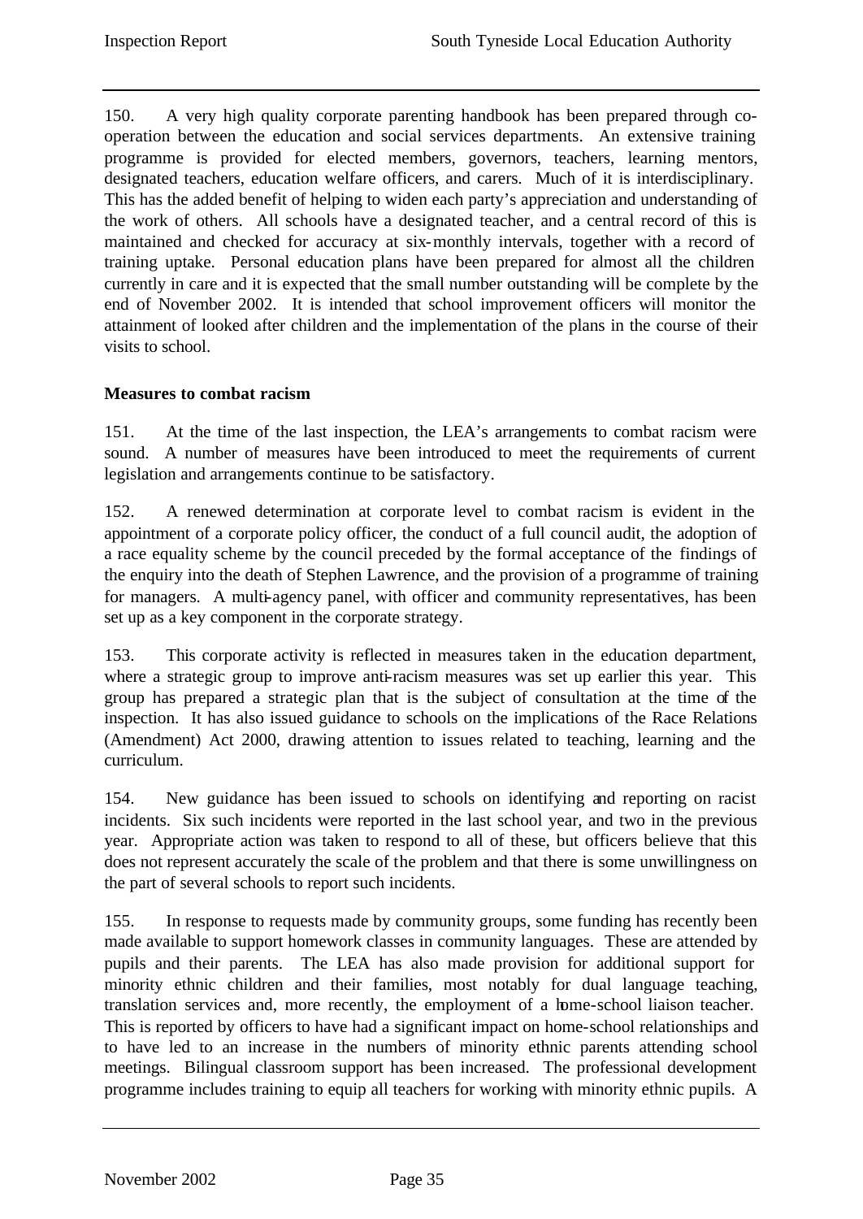150. A very high quality corporate parenting handbook has been prepared through co-operation between the education and social services departments. An extensive training programme is provided for elected members, governors, teachers, learning mentors, designated teachers, education welfare officers, and carers. Much of it is interdisciplinary. This has the added benefit of helping to widen each party's appreciation and understanding of the work of others. All schools have a designated teacher, and a central record of this is maintained and checked for accuracy at six-monthly intervals, together with a record of training uptake. Personal education plans have been prepared for almost all the children currently in care and it is expected that the small number outstanding will be complete by the end of November 2002. It is intended that school improvement officers will monitor the attainment of looked after children and the implementation of the plans in the course of their visits to school.

**Measures to combat racism**

151. At the time of the last inspection, the LEA's arrangements to combat racism were sound. A number of measures have been introduced to meet the requirements of current legislation and arrangements continue to be satisfactory.

152. A renewed determination at corporate level to combat racism is evident in the appointment of a corporate policy officer, the conduct of a full council audit, the adoption of a race equality scheme by the council preceded by the formal acceptance of the findings of the enquiry into the death of Stephen Lawrence, and the provision of a programme of training for managers. A multi-agency panel, with officer and community representatives, has been set up as a key component in the corporate strategy.

153. This corporate activity is reflected in measures taken in the education department, where a strategic group to improve anti-racism measures was set up earlier this year. This group has prepared a strategic plan that is the subject of consultation at the time of the inspection. It has also issued guidance to schools on the implications of the Race Relations (Amendment) Act 2000, drawing attention to issues related to teaching, learning and the curriculum.

154. New guidance has been issued to schools on identifying and reporting on racist incidents. Six such incidents were reported in the last school year, and two in the previous year. Appropriate action was taken to respond to all of these, but officers believe that this does not represent accurately the scale of the problem and that there is some unwillingness on the part of several schools to report such incidents.

155. In response to requests made by community groups, some funding has recently been made available to support homework classes in community languages. These are attended by pupils and their parents. The LEA has also made provision for additional support for minority ethnic children and their families, most notably for dual language teaching, translation services and, more recently, the employment of a home-school liaison teacher. This is reported by officers to have had a significant impact on home-school relationships and to have led to an increase in the numbers of minority ethnic parents attending school meetings. Bilingual classroom support has been increased. The professional development programme includes training to equip all teachers for working with minority ethnic pupils. A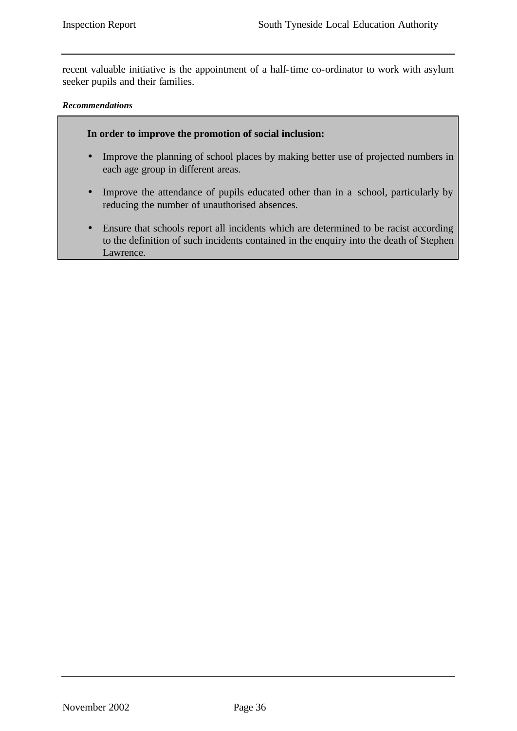recent valuable initiative is the appointment of a half-time co-ordinator to work with asylum seeker pupils and their families.

***Recommendations***

**In order to improve the promotion of social inclusion:**

- Improve the planning of school places by making better use of projected numbers in each age group in different areas.
- Improve the attendance of pupils educated other than in a school, particularly by reducing the number of unauthorised absences.
- Ensure that schools report all incidents which are determined to be racist according to the definition of such incidents contained in the enquiry into the death of Stephen Lawrence.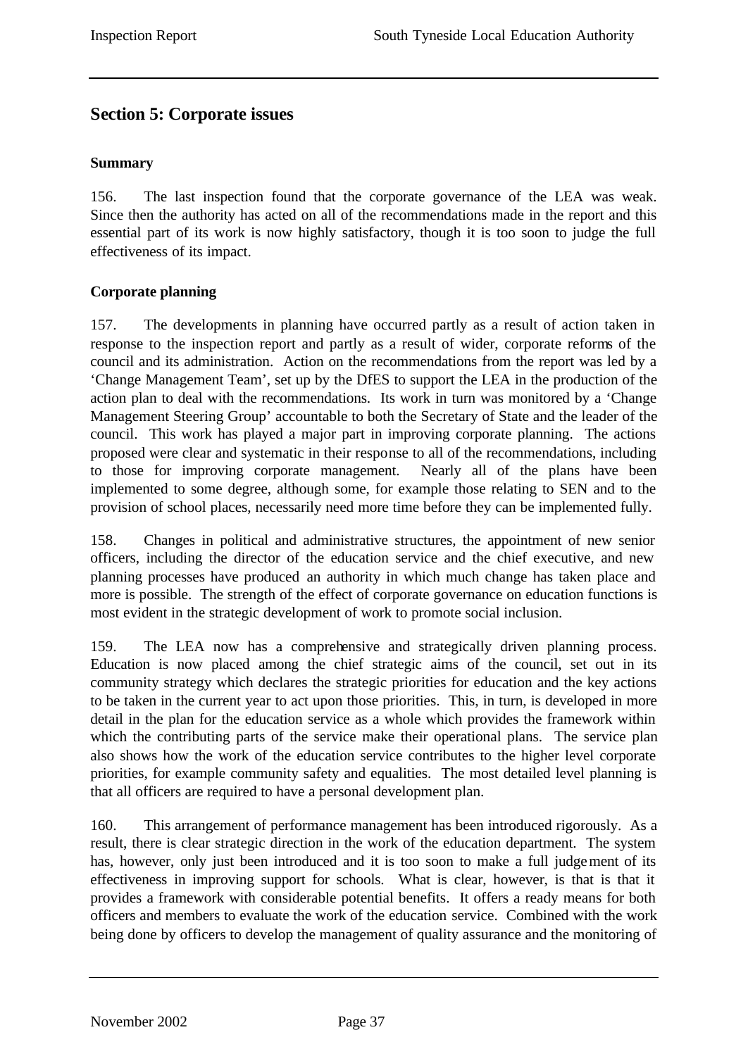## Section 5: Corporate issues

### Summary

156. The last inspection found that the corporate governance of the LEA was weak. Since then the authority has acted on all of the recommendations made in the report and this essential part of its work is now highly satisfactory, though it is too soon to judge the full effectiveness of its impact.

### Corporate planning

157. The developments in planning have occurred partly as a result of action taken in response to the inspection report and partly as a result of wider, corporate reforms of the council and its administration. Action on the recommendations from the report was led by a 'Change Management Team', set up by the DfES to support the LEA in the production of the action plan to deal with the recommendations. Its work in turn was monitored by a 'Change Management Steering Group' accountable to both the Secretary of State and the leader of the council. This work has played a major part in improving corporate planning. The actions proposed were clear and systematic in their response to all of the recommendations, including to those for improving corporate management. Nearly all of the plans have been implemented to some degree, although some, for example those relating to SEN and to the provision of school places, necessarily need more time before they can be implemented fully.

158. Changes in political and administrative structures, the appointment of new senior officers, including the director of the education service and the chief executive, and new planning processes have produced an authority in which much change has taken place and more is possible. The strength of the effect of corporate governance on education functions is most evident in the strategic development of work to promote social inclusion.

159. The LEA now has a comprehensive and strategically driven planning process. Education is now placed among the chief strategic aims of the council, set out in its community strategy which declares the strategic priorities for education and the key actions to be taken in the current year to act upon those priorities. This, in turn, is developed in more detail in the plan for the education service as a whole which provides the framework within which the contributing parts of the service make their operational plans. The service plan also shows how the work of the education service contributes to the higher level corporate priorities, for example community safety and equalities. The most detailed level planning is that all officers are required to have a personal development plan.

160. This arrangement of performance management has been introduced rigorously. As a result, there is clear strategic direction in the work of the education department. The system has, however, only just been introduced and it is too soon to make a full judgement of its effectiveness in improving support for schools. What is clear, however, is that is that it provides a framework with considerable potential benefits. It offers a ready means for both officers and members to evaluate the work of the education service. Combined with the work being done by officers to develop the management of quality assurance and the monitoring of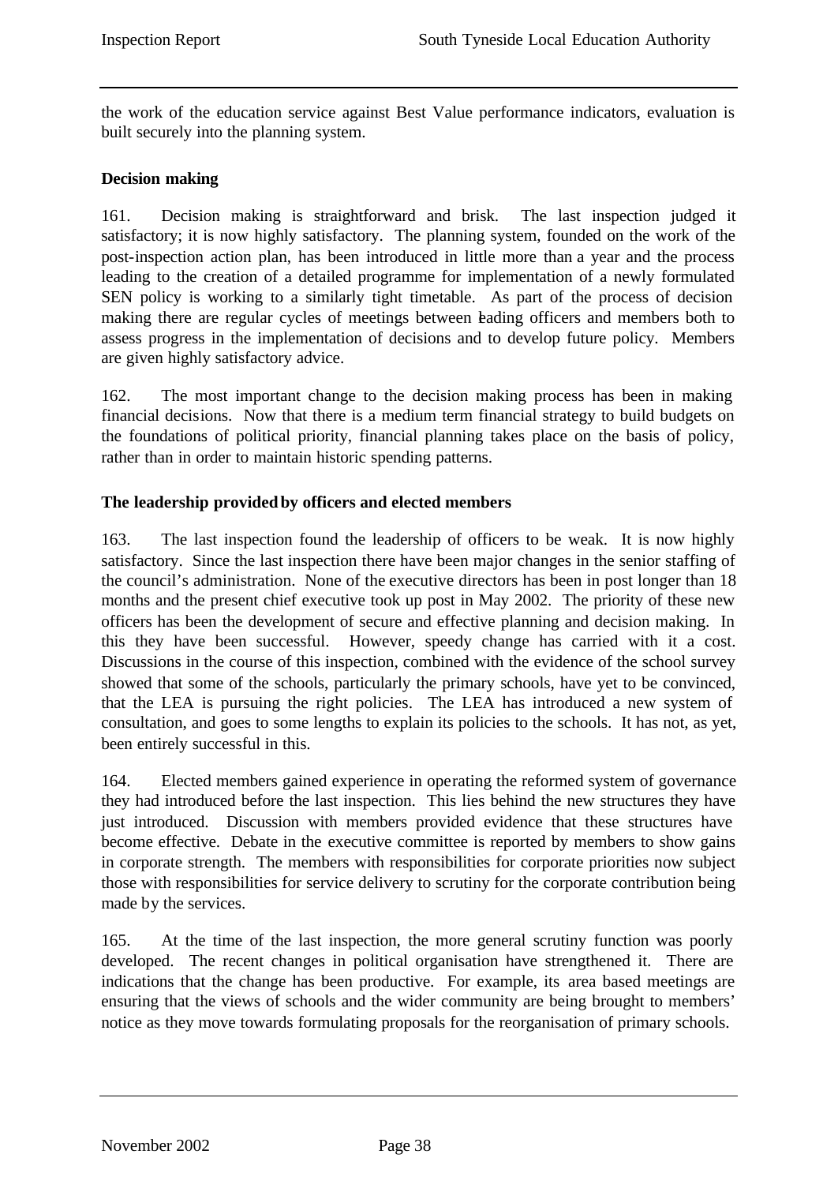the work of the education service against Best Value performance indicators, evaluation is built securely into the planning system.

**Decision making**

161. Decision making is straightforward and brisk. The last inspection judged it satisfactory; it is now highly satisfactory. The planning system, founded on the work of the post-inspection action plan, has been introduced in little more than a year and the process leading to the creation of a detailed programme for implementation of a newly formulated SEN policy is working to a similarly tight timetable. As part of the process of decision making there are regular cycles of meetings between leading officers and members both to assess progress in the implementation of decisions and to develop future policy. Members are given highly satisfactory advice.

162. The most important change to the decision making process has been in making financial decisions. Now that there is a medium term financial strategy to build budgets on the foundations of political priority, financial planning takes place on the basis of policy, rather than in order to maintain historic spending patterns.

**The leadership provided by officers and elected members**

163. The last inspection found the leadership of officers to be weak. It is now highly satisfactory. Since the last inspection there have been major changes in the senior staffing of the council's administration. None of the executive directors has been in post longer than 18 months and the present chief executive took up post in May 2002. The priority of these new officers has been the development of secure and effective planning and decision making. In this they have been successful. However, speedy change has carried with it a cost. Discussions in the course of this inspection, combined with the evidence of the school survey showed that some of the schools, particularly the primary schools, have yet to be convinced, that the LEA is pursuing the right policies. The LEA has introduced a new system of consultation, and goes to some lengths to explain its policies to the schools. It has not, as yet, been entirely successful in this.

164. Elected members gained experience in operating the reformed system of governance they had introduced before the last inspection. This lies behind the new structures they have just introduced. Discussion with members provided evidence that these structures have become effective. Debate in the executive committee is reported by members to show gains in corporate strength. The members with responsibilities for corporate priorities now subject those with responsibilities for service delivery to scrutiny for the corporate contribution being made by the services.

165. At the time of the last inspection, the more general scrutiny function was poorly developed. The recent changes in political organisation have strengthened it. There are indications that the change has been productive. For example, its area based meetings are ensuring that the views of schools and the wider community are being brought to members' notice as they move towards formulating proposals for the reorganisation of primary schools.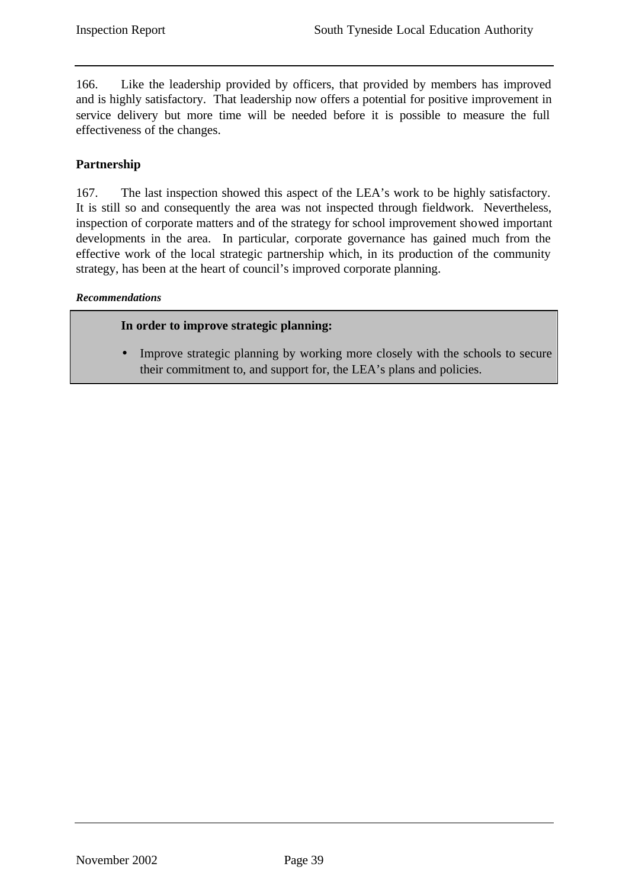166. Like the leadership provided by officers, that provided by members has improved and is highly satisfactory. That leadership now offers a potential for positive improvement in service delivery but more time will be needed before it is possible to measure the full effectiveness of the changes.

## Partnership

167. The last inspection showed this aspect of the LEA's work to be highly satisfactory. It is still so and consequently the area was not inspected through fieldwork. Nevertheless, inspection of corporate matters and of the strategy for school improvement showed important developments in the area. In particular, corporate governance has gained much from the effective work of the local strategic partnership which, in its production of the community strategy, has been at the heart of council's improved corporate planning.

***Recommendations***

**In order to improve strategic planning:**

- Improve strategic planning by working more closely with the schools to secure their commitment to, and support for, the LEA's plans and policies.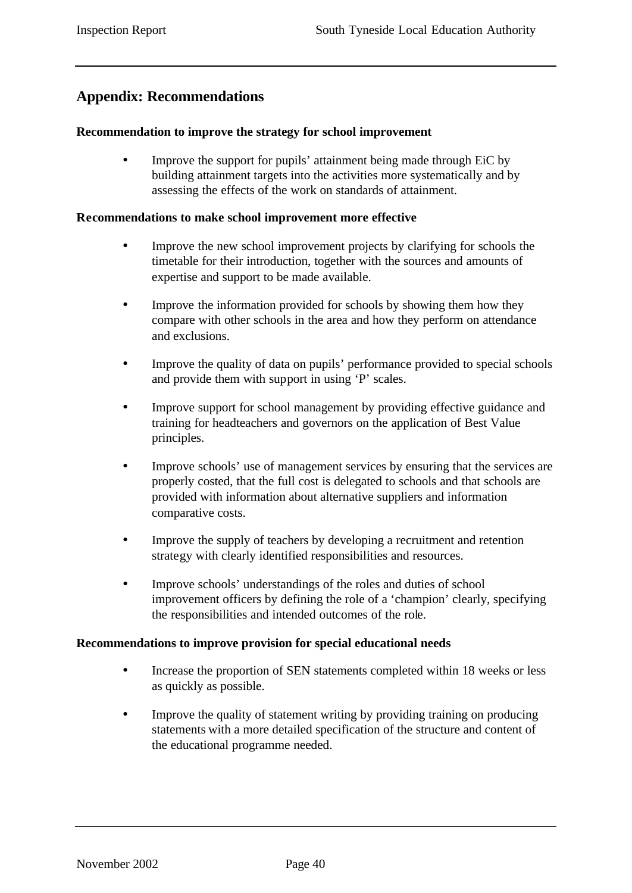## Appendix: Recommendations

**Recommendation to improve the strategy for school improvement**

- Improve the support for pupils' attainment being made through EiC by building attainment targets into the activities more systematically and by assessing the effects of the work on standards of attainment.

**Recommendations to make school improvement more effective**

- Improve the new school improvement projects by clarifying for schools the timetable for their introduction, together with the sources and amounts of expertise and support to be made available.

- Improve the information provided for schools by showing them how they compare with other schools in the area and how they perform on attendance and exclusions.

- Improve the quality of data on pupils' performance provided to special schools and provide them with support in using 'P' scales.

- Improve support for school management by providing effective guidance and training for headteachers and governors on the application of Best Value principles.

- Improve schools' use of management services by ensuring that the services are properly costed, that the full cost is delegated to schools and that schools are provided with information about alternative suppliers and information comparative costs.

- Improve the supply of teachers by developing a recruitment and retention strategy with clearly identified responsibilities and resources.

- Improve schools' understandings of the roles and duties of school improvement officers by defining the role of a 'champion' clearly, specifying the responsibilities and intended outcomes of the role.

**Recommendations to improve provision for special educational needs**

- Increase the proportion of SEN statements completed within 18 weeks or less as quickly as possible.

- Improve the quality of statement writing by providing training on producing statements with a more detailed specification of the structure and content of the educational programme needed.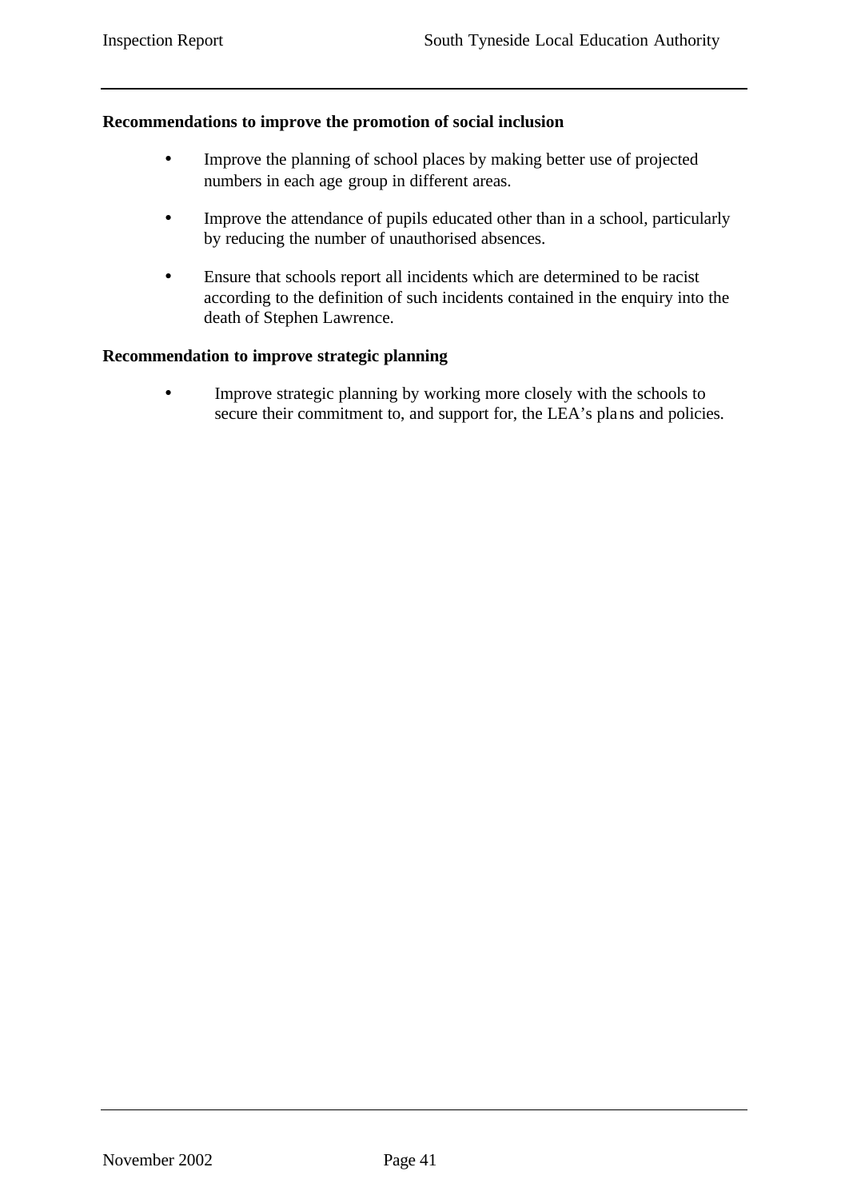**Recommendations to improve the promotion of social inclusion**

- Improve the planning of school places by making better use of projected numbers in each age group in different areas.
- Improve the attendance of pupils educated other than in a school, particularly by reducing the number of unauthorised absences.
- Ensure that schools report all incidents which are determined to be racist according to the definition of such incidents contained in the enquiry into the death of Stephen Lawrence.

**Recommendation to improve strategic planning**

- Improve strategic planning by working more closely with the schools to secure their commitment to, and support for, the LEA's plans and policies.